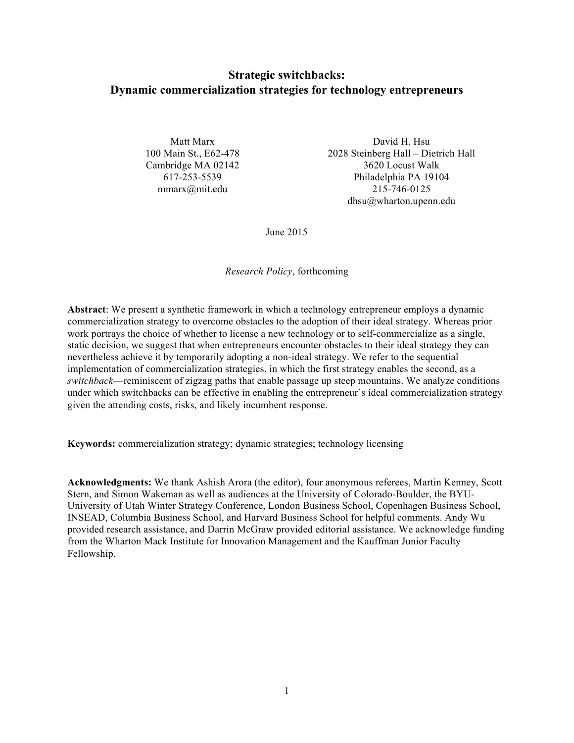# Strategic switchbacks:
# Dynamic commercialization strategies for technology entrepreneurs

Matt Marx
100 Main St., E62-478
Cambridge MA 02142
617-253-5539
mmarx@mit.edu

David H. Hsu
2028 Steinberg Hall – Dietrich Hall
3620 Locust Walk
Philadelphia PA 19104
215-746-0125
dhsu@wharton.upenn.edu

June 2015

*Research Policy*, forthcoming

**Abstract**: We present a synthetic framework in which a technology entrepreneur employs a dynamic commercialization strategy to overcome obstacles to the adoption of their ideal strategy. Whereas prior work portrays the choice of whether to license a new technology or to self-commercialize as a single, static decision, we suggest that when entrepreneurs encounter obstacles to their ideal strategy they can nevertheless achieve it by temporarily adopting a non-ideal strategy. We refer to the sequential implementation of commercialization strategies, in which the first strategy enables the second, as a *switchback*—reminiscent of zigzag paths that enable passage up steep mountains. We analyze conditions under which switchbacks can be effective in enabling the entrepreneur's ideal commercialization strategy given the attending costs, risks, and likely incumbent response.

**Keywords:** commercialization strategy; dynamic strategies; technology licensing

**Acknowledgments:** We thank Ashish Arora (the editor), four anonymous referees, Martin Kenney, Scott Stern, and Simon Wakeman as well as audiences at the University of Colorado-Boulder, the BYU-University of Utah Winter Strategy Conference, London Business School, Copenhagen Business School, INSEAD, Columbia Business School, and Harvard Business School for helpful comments. Andy Wu provided research assistance, and Darrin McGraw provided editorial assistance. We acknowledge funding from the Wharton Mack Institute for Innovation Management and the Kauffman Junior Faculty Fellowship.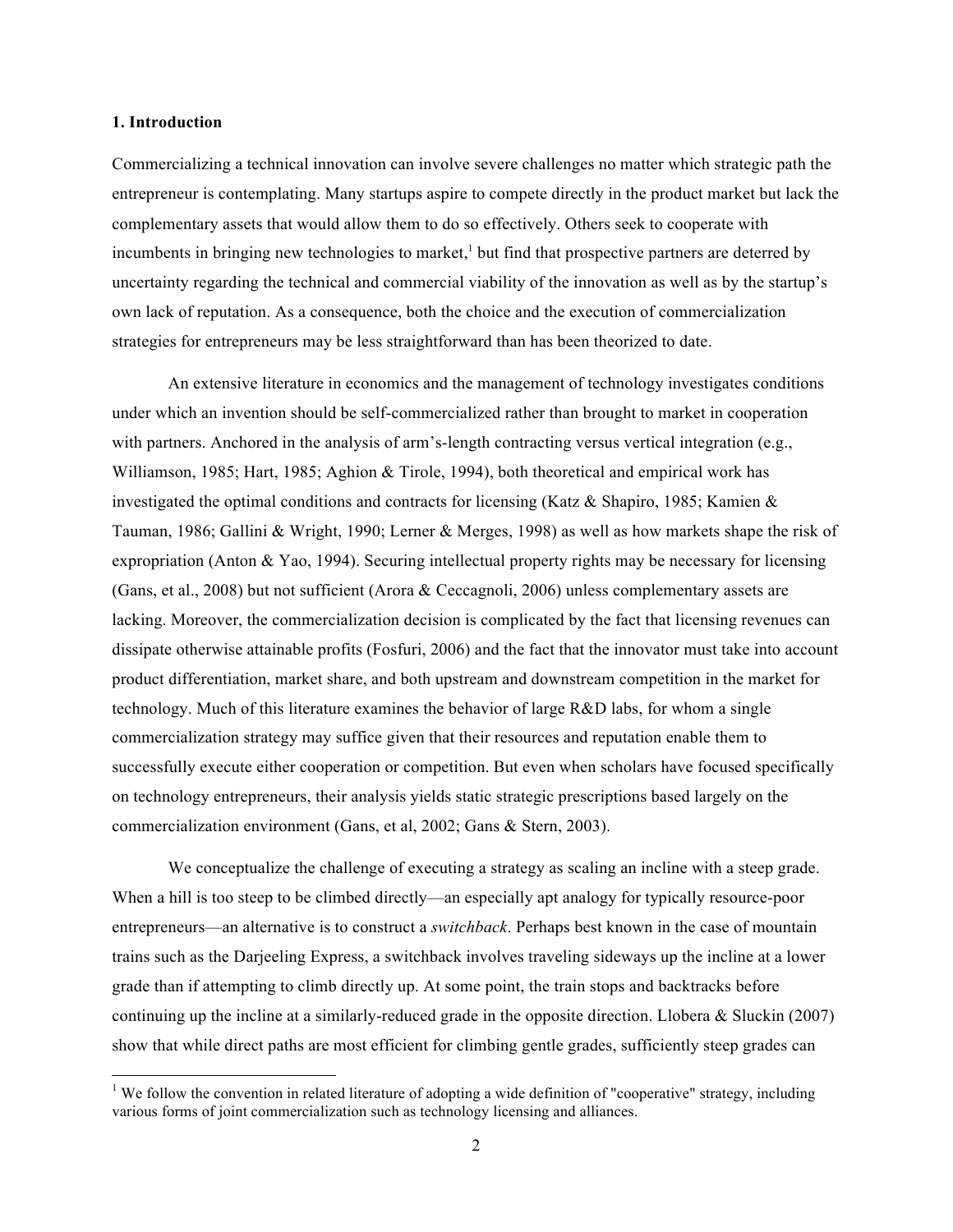## 1. Introduction

Commercializing a technical innovation can involve severe challenges no matter which strategic path the entrepreneur is contemplating. Many startups aspire to compete directly in the product market but lack the complementary assets that would allow them to do so effectively. Others seek to cooperate with incumbents in bringing new technologies to market,[1] but find that prospective partners are deterred by uncertainty regarding the technical and commercial viability of the innovation as well as by the startup's own lack of reputation. As a consequence, both the choice and the execution of commercialization strategies for entrepreneurs may be less straightforward than has been theorized to date.

An extensive literature in economics and the management of technology investigates conditions under which an invention should be self-commercialized rather than brought to market in cooperation with partners. Anchored in the analysis of arm's-length contracting versus vertical integration (e.g., Williamson, 1985; Hart, 1985; Aghion & Tirole, 1994), both theoretical and empirical work has investigated the optimal conditions and contracts for licensing (Katz & Shapiro, 1985; Kamien & Tauman, 1986; Gallini & Wright, 1990; Lerner & Merges, 1998) as well as how markets shape the risk of expropriation (Anton & Yao, 1994). Securing intellectual property rights may be necessary for licensing (Gans, et al., 2008) but not sufficient (Arora & Ceccagnoli, 2006) unless complementary assets are lacking. Moreover, the commercialization decision is complicated by the fact that licensing revenues can dissipate otherwise attainable profits (Fosfuri, 2006) and the fact that the innovator must take into account product differentiation, market share, and both upstream and downstream competition in the market for technology. Much of this literature examines the behavior of large R&D labs, for whom a single commercialization strategy may suffice given that their resources and reputation enable them to successfully execute either cooperation or competition. But even when scholars have focused specifically on technology entrepreneurs, their analysis yields static strategic prescriptions based largely on the commercialization environment (Gans, et al, 2002; Gans & Stern, 2003).

We conceptualize the challenge of executing a strategy as scaling an incline with a steep grade. When a hill is too steep to be climbed directly—an especially apt analogy for typically resource-poor entrepreneurs—an alternative is to construct a *switchback*. Perhaps best known in the case of mountain trains such as the Darjeeling Express, a switchback involves traveling sideways up the incline at a lower grade than if attempting to climb directly up. At some point, the train stops and backtracks before continuing up the incline at a similarly-reduced grade in the opposite direction. Llobera & Sluckin (2007) show that while direct paths are most efficient for climbing gentle grades, sufficiently steep grades can

[1] We follow the convention in related literature of adopting a wide definition of "cooperative" strategy, including various forms of joint commercialization such as technology licensing and alliances.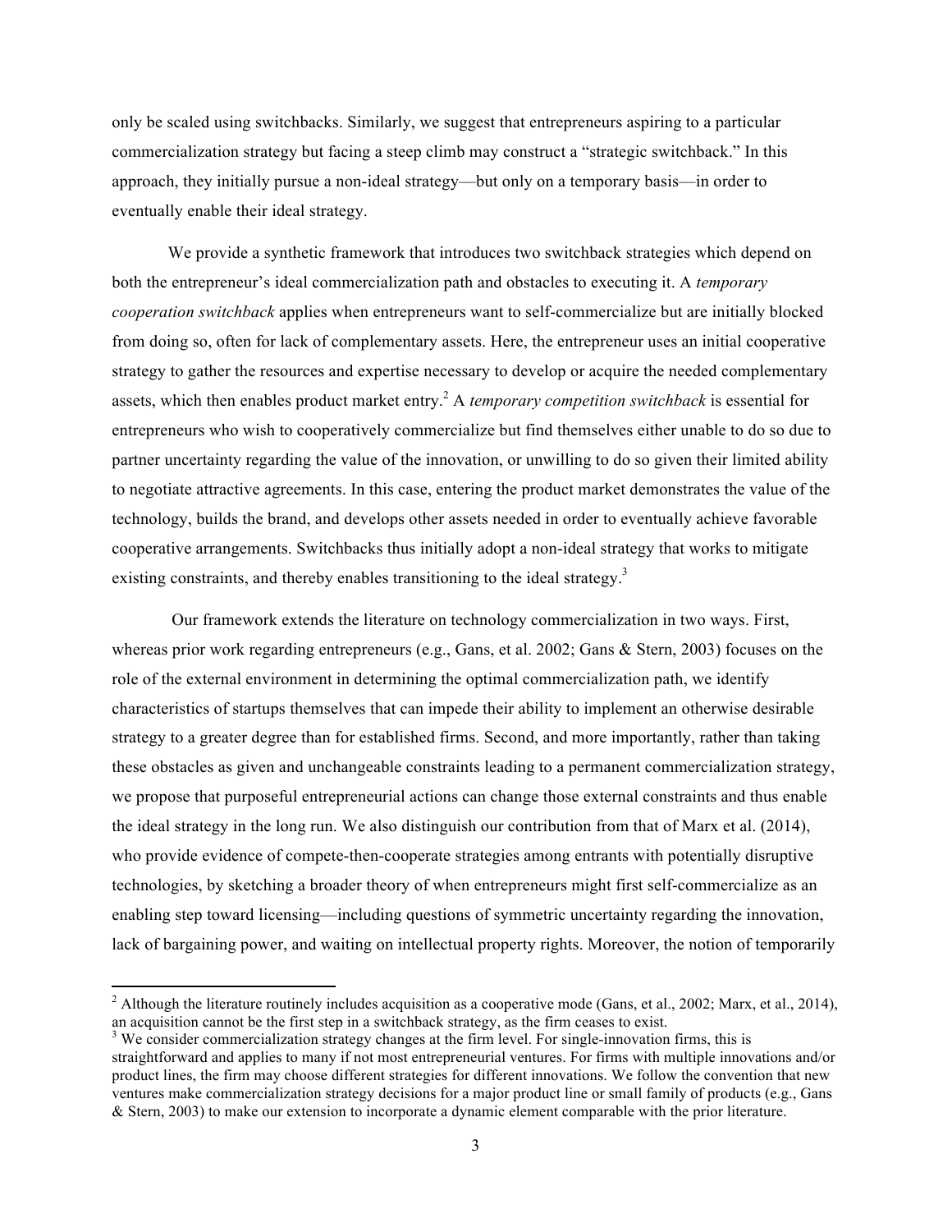only be scaled using switchbacks. Similarly, we suggest that entrepreneurs aspiring to a particular commercialization strategy but facing a steep climb may construct a "strategic switchback." In this approach, they initially pursue a non-ideal strategy—but only on a temporary basis—in order to eventually enable their ideal strategy.

We provide a synthetic framework that introduces two switchback strategies which depend on both the entrepreneur's ideal commercialization path and obstacles to executing it. A *temporary cooperation switchback* applies when entrepreneurs want to self-commercialize but are initially blocked from doing so, often for lack of complementary assets. Here, the entrepreneur uses an initial cooperative strategy to gather the resources and expertise necessary to develop or acquire the needed complementary assets, which then enables product market entry.[2] A *temporary competition switchback* is essential for entrepreneurs who wish to cooperatively commercialize but find themselves either unable to do so due to partner uncertainty regarding the value of the innovation, or unwilling to do so given their limited ability to negotiate attractive agreements. In this case, entering the product market demonstrates the value of the technology, builds the brand, and develops other assets needed in order to eventually achieve favorable cooperative arrangements. Switchbacks thus initially adopt a non-ideal strategy that works to mitigate existing constraints, and thereby enables transitioning to the ideal strategy.[3]

Our framework extends the literature on technology commercialization in two ways. First, whereas prior work regarding entrepreneurs (e.g., Gans, et al. 2002; Gans & Stern, 2003) focuses on the role of the external environment in determining the optimal commercialization path, we identify characteristics of startups themselves that can impede their ability to implement an otherwise desirable strategy to a greater degree than for established firms. Second, and more importantly, rather than taking these obstacles as given and unchangeable constraints leading to a permanent commercialization strategy, we propose that purposeful entrepreneurial actions can change those external constraints and thus enable the ideal strategy in the long run. We also distinguish our contribution from that of Marx et al. (2014), who provide evidence of compete-then-cooperate strategies among entrants with potentially disruptive technologies, by sketching a broader theory of when entrepreneurs might first self-commercialize as an enabling step toward licensing—including questions of symmetric uncertainty regarding the innovation, lack of bargaining power, and waiting on intellectual property rights. Moreover, the notion of temporarily

[2] Although the literature routinely includes acquisition as a cooperative mode (Gans, et al., 2002; Marx, et al., 2014), an acquisition cannot be the first step in a switchback strategy, as the firm ceases to exist.

[3] We consider commercialization strategy changes at the firm level. For single-innovation firms, this is straightforward and applies to many if not most entrepreneurial ventures. For firms with multiple innovations and/or product lines, the firm may choose different strategies for different innovations. We follow the convention that new ventures make commercialization strategy decisions for a major product line or small family of products (e.g., Gans & Stern, 2003) to make our extension to incorporate a dynamic element comparable with the prior literature.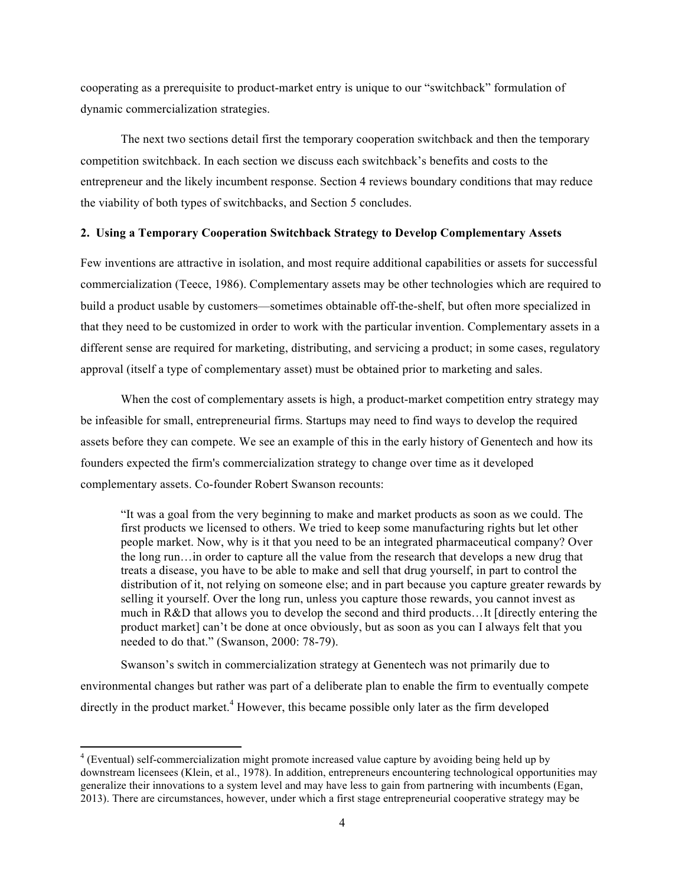cooperating as a prerequisite to product-market entry is unique to our "switchback" formulation of dynamic commercialization strategies.

The next two sections detail first the temporary cooperation switchback and then the temporary competition switchback. In each section we discuss each switchback's benefits and costs to the entrepreneur and the likely incumbent response. Section 4 reviews boundary conditions that may reduce the viability of both types of switchbacks, and Section 5 concludes.

## 2. Using a Temporary Cooperation Switchback Strategy to Develop Complementary Assets

Few inventions are attractive in isolation, and most require additional capabilities or assets for successful commercialization (Teece, 1986). Complementary assets may be other technologies which are required to build a product usable by customers—sometimes obtainable off-the-shelf, but often more specialized in that they need to be customized in order to work with the particular invention. Complementary assets in a different sense are required for marketing, distributing, and servicing a product; in some cases, regulatory approval (itself a type of complementary asset) must be obtained prior to marketing and sales.

When the cost of complementary assets is high, a product-market competition entry strategy may be infeasible for small, entrepreneurial firms. Startups may need to find ways to develop the required assets before they can compete. We see an example of this in the early history of Genentech and how its founders expected the firm's commercialization strategy to change over time as it developed complementary assets. Co-founder Robert Swanson recounts:

> "It was a goal from the very beginning to make and market products as soon as we could. The first products we licensed to others. We tried to keep some manufacturing rights but let other people market. Now, why is it that you need to be an integrated pharmaceutical company? Over the long run…in order to capture all the value from the research that develops a new drug that treats a disease, you have to be able to make and sell that drug yourself, in part to control the distribution of it, not relying on someone else; and in part because you capture greater rewards by selling it yourself. Over the long run, unless you capture those rewards, you cannot invest as much in R&D that allows you to develop the second and third products…It [directly entering the product market] can't be done at once obviously, but as soon as you can I always felt that you needed to do that." (Swanson, 2000: 78-79).

Swanson's switch in commercialization strategy at Genentech was not primarily due to environmental changes but rather was part of a deliberate plan to enable the firm to eventually compete directly in the product market.[4] However, this became possible only later as the firm developed

---

[4] (Eventual) self-commercialization might promote increased value capture by avoiding being held up by downstream licensees (Klein, et al., 1978). In addition, entrepreneurs encountering technological opportunities may generalize their innovations to a system level and may have less to gain from partnering with incumbents (Egan, 2013). There are circumstances, however, under which a first stage entrepreneurial cooperative strategy may be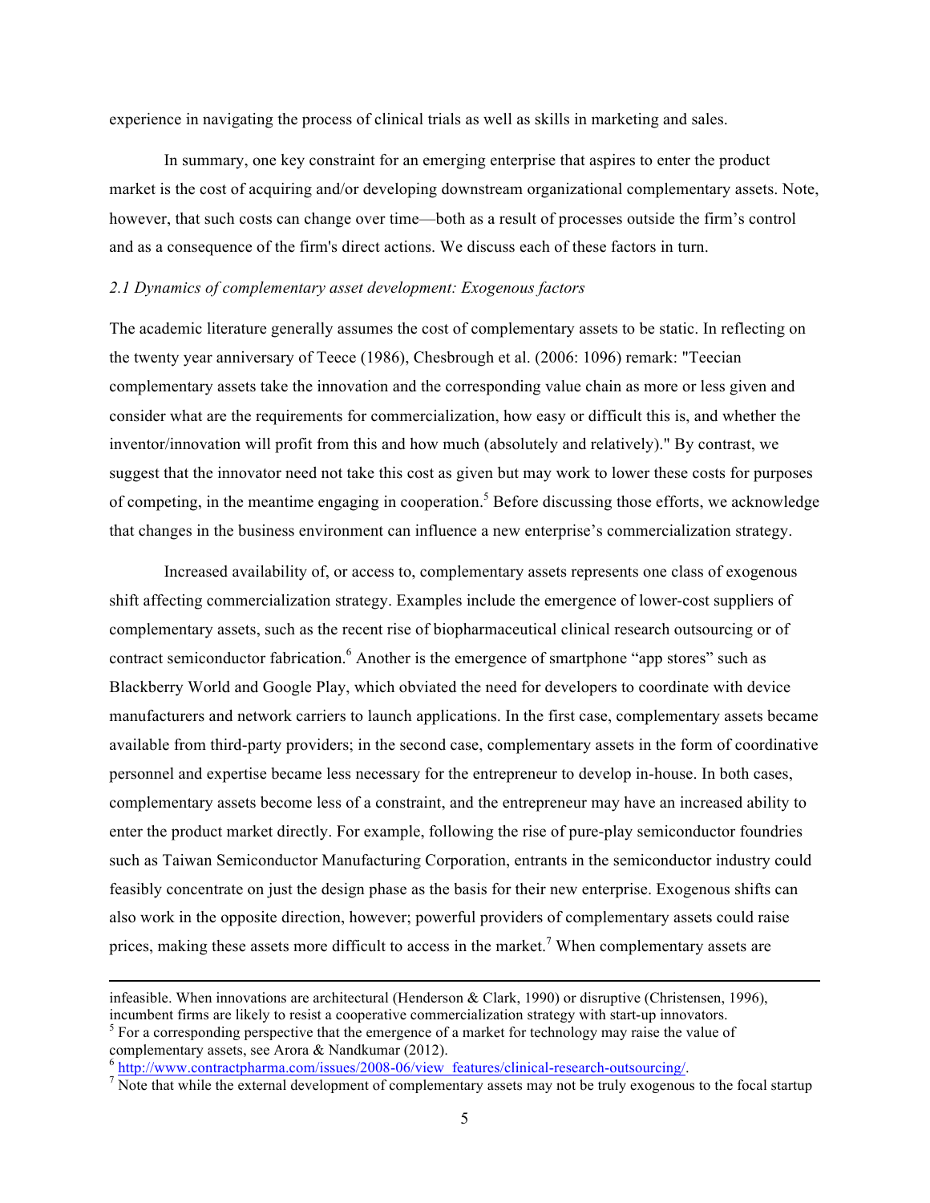experience in navigating the process of clinical trials as well as skills in marketing and sales.

In summary, one key constraint for an emerging enterprise that aspires to enter the product market is the cost of acquiring and/or developing downstream organizational complementary assets. Note, however, that such costs can change over time—both as a result of processes outside the firm's control and as a consequence of the firm's direct actions. We discuss each of these factors in turn.

### *2.1 Dynamics of complementary asset development: Exogenous factors*

The academic literature generally assumes the cost of complementary assets to be static. In reflecting on the twenty year anniversary of Teece (1986), Chesbrough et al. (2006: 1096) remark: "Teecian complementary assets take the innovation and the corresponding value chain as more or less given and consider what are the requirements for commercialization, how easy or difficult this is, and whether the inventor/innovation will profit from this and how much (absolutely and relatively)." By contrast, we suggest that the innovator need not take this cost as given but may work to lower these costs for purposes of competing, in the meantime engaging in cooperation.[5] Before discussing those efforts, we acknowledge that changes in the business environment can influence a new enterprise's commercialization strategy.

Increased availability of, or access to, complementary assets represents one class of exogenous shift affecting commercialization strategy. Examples include the emergence of lower-cost suppliers of complementary assets, such as the recent rise of biopharmaceutical clinical research outsourcing or of contract semiconductor fabrication.[6] Another is the emergence of smartphone "app stores" such as Blackberry World and Google Play, which obviated the need for developers to coordinate with device manufacturers and network carriers to launch applications. In the first case, complementary assets became available from third-party providers; in the second case, complementary assets in the form of coordinative personnel and expertise became less necessary for the entrepreneur to develop in-house. In both cases, complementary assets become less of a constraint, and the entrepreneur may have an increased ability to enter the product market directly. For example, following the rise of pure-play semiconductor foundries such as Taiwan Semiconductor Manufacturing Corporation, entrants in the semiconductor industry could feasibly concentrate on just the design phase as the basis for their new enterprise. Exogenous shifts can also work in the opposite direction, however; powerful providers of complementary assets could raise prices, making these assets more difficult to access in the market.[7] When complementary assets are

---

infeasible. When innovations are architectural (Henderson & Clark, 1990) or disruptive (Christensen, 1996), incumbent firms are likely to resist a cooperative commercialization strategy with start-up innovators.

[5] For a corresponding perspective that the emergence of a market for technology may raise the value of complementary assets, see Arora & Nandkumar (2012).

[6] http://www.contractpharma.com/issues/2008-06/view_features/clinical-research-outsourcing/.

[7] Note that while the external development of complementary assets may not be truly exogenous to the focal startup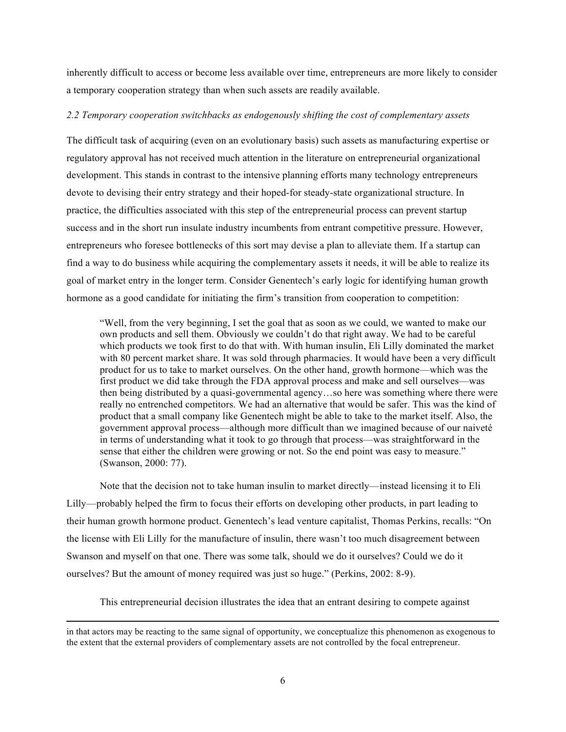inherently difficult to access or become less available over time, entrepreneurs are more likely to consider a temporary cooperation strategy than when such assets are readily available.

### *2.2 Temporary cooperation switchbacks as endogenously shifting the cost of complementary assets*

The difficult task of acquiring (even on an evolutionary basis) such assets as manufacturing expertise or regulatory approval has not received much attention in the literature on entrepreneurial organizational development. This stands in contrast to the intensive planning efforts many technology entrepreneurs devote to devising their entry strategy and their hoped-for steady-state organizational structure. In practice, the difficulties associated with this step of the entrepreneurial process can prevent startup success and in the short run insulate industry incumbents from entrant competitive pressure. However, entrepreneurs who foresee bottlenecks of this sort may devise a plan to alleviate them. If a startup can find a way to do business while acquiring the complementary assets it needs, it will be able to realize its goal of market entry in the longer term. Consider Genentech's early logic for identifying human growth hormone as a good candidate for initiating the firm's transition from cooperation to competition:

> "Well, from the very beginning, I set the goal that as soon as we could, we wanted to make our own products and sell them. Obviously we couldn't do that right away. We had to be careful which products we took first to do that with. With human insulin, Eli Lilly dominated the market with 80 percent market share. It was sold through pharmacies. It would have been a very difficult product for us to take to market ourselves. On the other hand, growth hormone—which was the first product we did take through the FDA approval process and make and sell ourselves—was then being distributed by a quasi-governmental agency…so here was something where there were really no entrenched competitors. We had an alternative that would be safer. This was the kind of product that a small company like Genentech might be able to take to the market itself. Also, the government approval process—although more difficult than we imagined because of our naiveté in terms of understanding what it took to go through that process—was straightforward in the sense that either the children were growing or not. So the end point was easy to measure." (Swanson, 2000: 77).

Note that the decision not to take human insulin to market directly—instead licensing it to Eli Lilly—probably helped the firm to focus their efforts on developing other products, in part leading to their human growth hormone product. Genentech's lead venture capitalist, Thomas Perkins, recalls: "On the license with Eli Lilly for the manufacture of insulin, there wasn't too much disagreement between Swanson and myself on that one. There was some talk, should we do it ourselves? Could we do it ourselves? But the amount of money required was just so huge." (Perkins, 2002: 8-9).

This entrepreneurial decision illustrates the idea that an entrant desiring to compete against

---

in that actors may be reacting to the same signal of opportunity, we conceptualize this phenomenon as exogenous to the extent that the external providers of complementary assets are not controlled by the focal entrepreneur.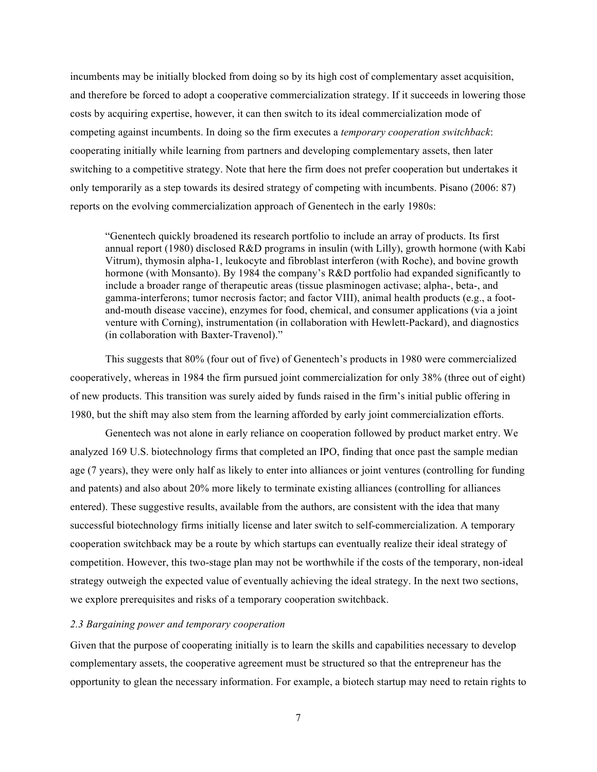incumbents may be initially blocked from doing so by its high cost of complementary asset acquisition, and therefore be forced to adopt a cooperative commercialization strategy. If it succeeds in lowering those costs by acquiring expertise, however, it can then switch to its ideal commercialization mode of competing against incumbents. In doing so the firm executes a *temporary cooperation switchback*: cooperating initially while learning from partners and developing complementary assets, then later switching to a competitive strategy. Note that here the firm does not prefer cooperation but undertakes it only temporarily as a step towards its desired strategy of competing with incumbents. Pisano (2006: 87) reports on the evolving commercialization approach of Genentech in the early 1980s:

> "Genentech quickly broadened its research portfolio to include an array of products. Its first annual report (1980) disclosed R&D programs in insulin (with Lilly), growth hormone (with Kabi Vitrum), thymosin alpha-1, leukocyte and fibroblast interferon (with Roche), and bovine growth hormone (with Monsanto). By 1984 the company's R&D portfolio had expanded significantly to include a broader range of therapeutic areas (tissue plasminogen activase; alpha-, beta-, and gamma-interferons; tumor necrosis factor; and factor VIII), animal health products (e.g., a foot-and-mouth disease vaccine), enzymes for food, chemical, and consumer applications (via a joint venture with Corning), instrumentation (in collaboration with Hewlett-Packard), and diagnostics (in collaboration with Baxter-Travenol)."

This suggests that 80% (four out of five) of Genentech's products in 1980 were commercialized cooperatively, whereas in 1984 the firm pursued joint commercialization for only 38% (three out of eight) of new products. This transition was surely aided by funds raised in the firm's initial public offering in 1980, but the shift may also stem from the learning afforded by early joint commercialization efforts.

Genentech was not alone in early reliance on cooperation followed by product market entry. We analyzed 169 U.S. biotechnology firms that completed an IPO, finding that once past the sample median age (7 years), they were only half as likely to enter into alliances or joint ventures (controlling for funding and patents) and also about 20% more likely to terminate existing alliances (controlling for alliances entered). These suggestive results, available from the authors, are consistent with the idea that many successful biotechnology firms initially license and later switch to self-commercialization. A temporary cooperation switchback may be a route by which startups can eventually realize their ideal strategy of competition. However, this two-stage plan may not be worthwhile if the costs of the temporary, non-ideal strategy outweigh the expected value of eventually achieving the ideal strategy. In the next two sections, we explore prerequisites and risks of a temporary cooperation switchback.

### *2.3 Bargaining power and temporary cooperation*

Given that the purpose of cooperating initially is to learn the skills and capabilities necessary to develop complementary assets, the cooperative agreement must be structured so that the entrepreneur has the opportunity to glean the necessary information. For example, a biotech startup may need to retain rights to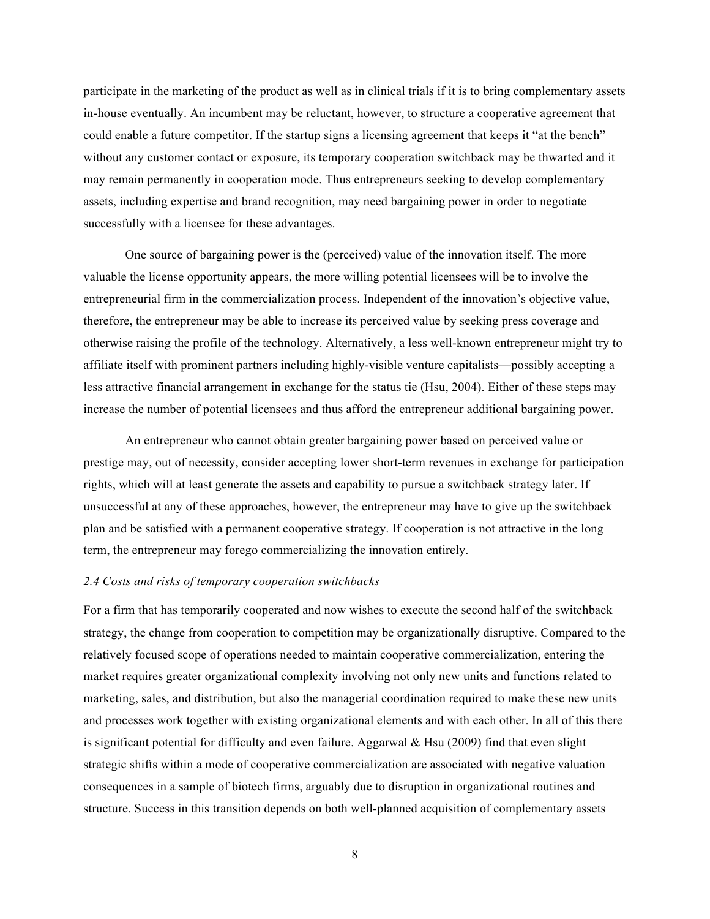participate in the marketing of the product as well as in clinical trials if it is to bring complementary assets in-house eventually. An incumbent may be reluctant, however, to structure a cooperative agreement that could enable a future competitor. If the startup signs a licensing agreement that keeps it "at the bench" without any customer contact or exposure, its temporary cooperation switchback may be thwarted and it may remain permanently in cooperation mode. Thus entrepreneurs seeking to develop complementary assets, including expertise and brand recognition, may need bargaining power in order to negotiate successfully with a licensee for these advantages.

One source of bargaining power is the (perceived) value of the innovation itself. The more valuable the license opportunity appears, the more willing potential licensees will be to involve the entrepreneurial firm in the commercialization process. Independent of the innovation's objective value, therefore, the entrepreneur may be able to increase its perceived value by seeking press coverage and otherwise raising the profile of the technology. Alternatively, a less well-known entrepreneur might try to affiliate itself with prominent partners including highly-visible venture capitalists—possibly accepting a less attractive financial arrangement in exchange for the status tie (Hsu, 2004). Either of these steps may increase the number of potential licensees and thus afford the entrepreneur additional bargaining power.

An entrepreneur who cannot obtain greater bargaining power based on perceived value or prestige may, out of necessity, consider accepting lower short-term revenues in exchange for participation rights, which will at least generate the assets and capability to pursue a switchback strategy later. If unsuccessful at any of these approaches, however, the entrepreneur may have to give up the switchback plan and be satisfied with a permanent cooperative strategy. If cooperation is not attractive in the long term, the entrepreneur may forego commercializing the innovation entirely.

### *2.4 Costs and risks of temporary cooperation switchbacks*

For a firm that has temporarily cooperated and now wishes to execute the second half of the switchback strategy, the change from cooperation to competition may be organizationally disruptive. Compared to the relatively focused scope of operations needed to maintain cooperative commercialization, entering the market requires greater organizational complexity involving not only new units and functions related to marketing, sales, and distribution, but also the managerial coordination required to make these new units and processes work together with existing organizational elements and with each other. In all of this there is significant potential for difficulty and even failure. Aggarwal & Hsu (2009) find that even slight strategic shifts within a mode of cooperative commercialization are associated with negative valuation consequences in a sample of biotech firms, arguably due to disruption in organizational routines and structure. Success in this transition depends on both well-planned acquisition of complementary assets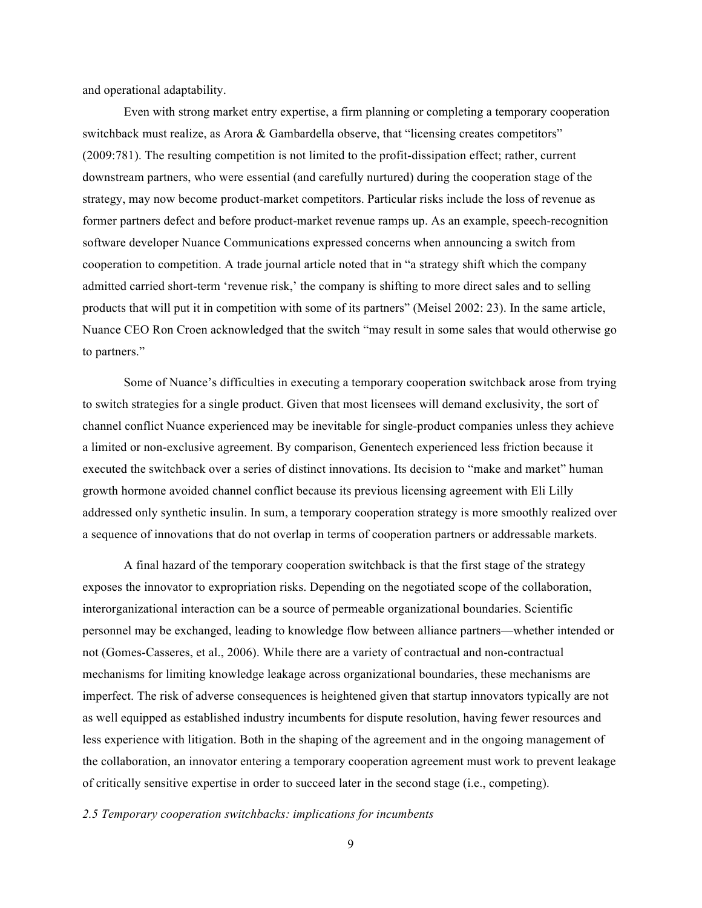and operational adaptability.

Even with strong market entry expertise, a firm planning or completing a temporary cooperation switchback must realize, as Arora & Gambardella observe, that "licensing creates competitors" (2009:781). The resulting competition is not limited to the profit-dissipation effect; rather, current downstream partners, who were essential (and carefully nurtured) during the cooperation stage of the strategy, may now become product-market competitors. Particular risks include the loss of revenue as former partners defect and before product-market revenue ramps up. As an example, speech-recognition software developer Nuance Communications expressed concerns when announcing a switch from cooperation to competition. A trade journal article noted that in "a strategy shift which the company admitted carried short-term 'revenue risk,' the company is shifting to more direct sales and to selling products that will put it in competition with some of its partners" (Meisel 2002: 23). In the same article, Nuance CEO Ron Croen acknowledged that the switch "may result in some sales that would otherwise go to partners."

Some of Nuance's difficulties in executing a temporary cooperation switchback arose from trying to switch strategies for a single product. Given that most licensees will demand exclusivity, the sort of channel conflict Nuance experienced may be inevitable for single-product companies unless they achieve a limited or non-exclusive agreement. By comparison, Genentech experienced less friction because it executed the switchback over a series of distinct innovations. Its decision to "make and market" human growth hormone avoided channel conflict because its previous licensing agreement with Eli Lilly addressed only synthetic insulin. In sum, a temporary cooperation strategy is more smoothly realized over a sequence of innovations that do not overlap in terms of cooperation partners or addressable markets.

A final hazard of the temporary cooperation switchback is that the first stage of the strategy exposes the innovator to expropriation risks. Depending on the negotiated scope of the collaboration, interorganizational interaction can be a source of permeable organizational boundaries. Scientific personnel may be exchanged, leading to knowledge flow between alliance partners—whether intended or not (Gomes-Casseres, et al., 2006). While there are a variety of contractual and non-contractual mechanisms for limiting knowledge leakage across organizational boundaries, these mechanisms are imperfect. The risk of adverse consequences is heightened given that startup innovators typically are not as well equipped as established industry incumbents for dispute resolution, having fewer resources and less experience with litigation. Both in the shaping of the agreement and in the ongoing management of the collaboration, an innovator entering a temporary cooperation agreement must work to prevent leakage of critically sensitive expertise in order to succeed later in the second stage (i.e., competing).

### *2.5 Temporary cooperation switchbacks: implications for incumbents*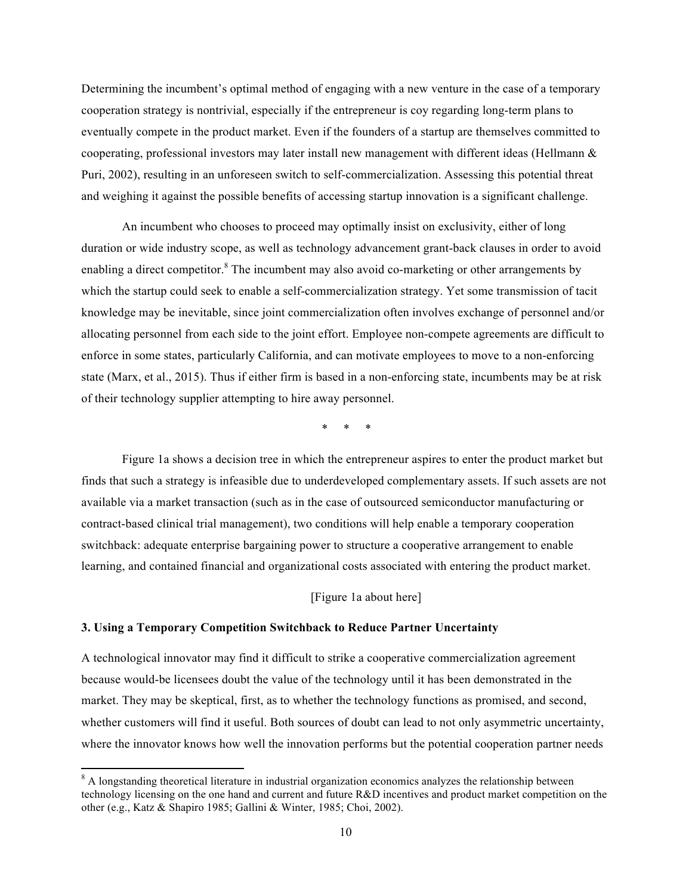Determining the incumbent's optimal method of engaging with a new venture in the case of a temporary cooperation strategy is nontrivial, especially if the entrepreneur is coy regarding long-term plans to eventually compete in the product market. Even if the founders of a startup are themselves committed to cooperating, professional investors may later install new management with different ideas (Hellmann & Puri, 2002), resulting in an unforeseen switch to self-commercialization. Assessing this potential threat and weighing it against the possible benefits of accessing startup innovation is a significant challenge.

An incumbent who chooses to proceed may optimally insist on exclusivity, either of long duration or wide industry scope, as well as technology advancement grant-back clauses in order to avoid enabling a direct competitor.[8] The incumbent may also avoid co-marketing or other arrangements by which the startup could seek to enable a self-commercialization strategy. Yet some transmission of tacit knowledge may be inevitable, since joint commercialization often involves exchange of personnel and/or allocating personnel from each side to the joint effort. Employee non-compete agreements are difficult to enforce in some states, particularly California, and can motivate employees to move to a non-enforcing state (Marx, et al., 2015). Thus if either firm is based in a non-enforcing state, incumbents may be at risk of their technology supplier attempting to hire away personnel.

\* \* \*

Figure 1a shows a decision tree in which the entrepreneur aspires to enter the product market but finds that such a strategy is infeasible due to underdeveloped complementary assets. If such assets are not available via a market transaction (such as in the case of outsourced semiconductor manufacturing or contract-based clinical trial management), two conditions will help enable a temporary cooperation switchback: adequate enterprise bargaining power to structure a cooperative arrangement to enable learning, and contained financial and organizational costs associated with entering the product market.

[Figure 1a about here]

## 3. Using a Temporary Competition Switchback to Reduce Partner Uncertainty

A technological innovator may find it difficult to strike a cooperative commercialization agreement because would-be licensees doubt the value of the technology until it has been demonstrated in the market. They may be skeptical, first, as to whether the technology functions as promised, and second, whether customers will find it useful. Both sources of doubt can lead to not only asymmetric uncertainty, where the innovator knows how well the innovation performs but the potential cooperation partner needs

[8] A longstanding theoretical literature in industrial organization economics analyzes the relationship between technology licensing on the one hand and current and future R&D incentives and product market competition on the other (e.g., Katz & Shapiro 1985; Gallini & Winter, 1985; Choi, 2002).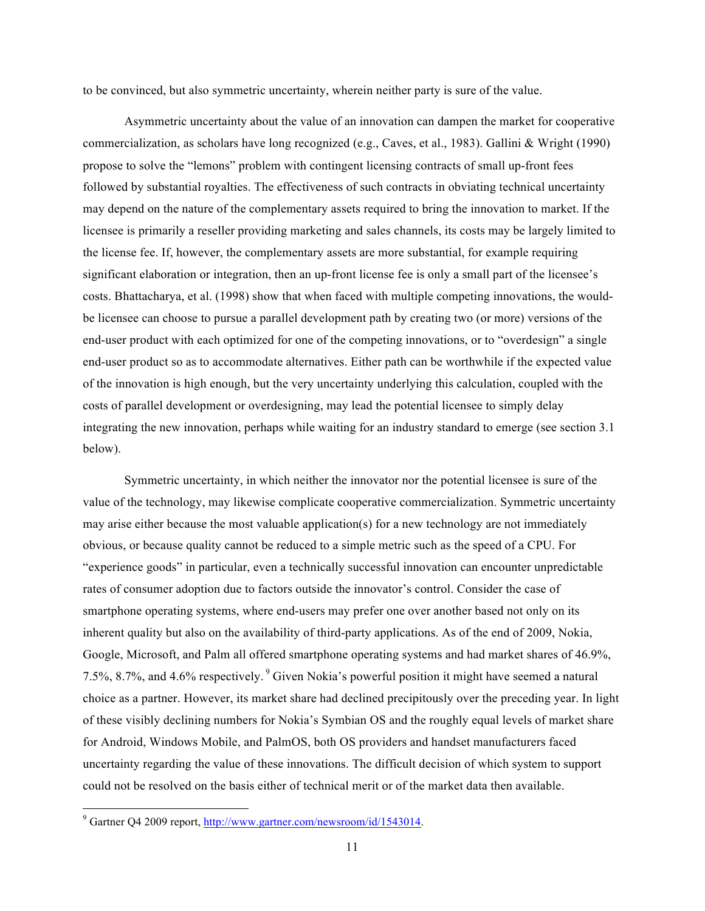to be convinced, but also symmetric uncertainty, wherein neither party is sure of the value.

Asymmetric uncertainty about the value of an innovation can dampen the market for cooperative commercialization, as scholars have long recognized (e.g., Caves, et al., 1983). Gallini & Wright (1990) propose to solve the "lemons" problem with contingent licensing contracts of small up-front fees followed by substantial royalties. The effectiveness of such contracts in obviating technical uncertainty may depend on the nature of the complementary assets required to bring the innovation to market. If the licensee is primarily a reseller providing marketing and sales channels, its costs may be largely limited to the license fee. If, however, the complementary assets are more substantial, for example requiring significant elaboration or integration, then an up-front license fee is only a small part of the licensee's costs. Bhattacharya, et al. (1998) show that when faced with multiple competing innovations, the would-be licensee can choose to pursue a parallel development path by creating two (or more) versions of the end-user product with each optimized for one of the competing innovations, or to "overdesign" a single end-user product so as to accommodate alternatives. Either path can be worthwhile if the expected value of the innovation is high enough, but the very uncertainty underlying this calculation, coupled with the costs of parallel development or overdesigning, may lead the potential licensee to simply delay integrating the new innovation, perhaps while waiting for an industry standard to emerge (see section 3.1 below).

Symmetric uncertainty, in which neither the innovator nor the potential licensee is sure of the value of the technology, may likewise complicate cooperative commercialization. Symmetric uncertainty may arise either because the most valuable application(s) for a new technology are not immediately obvious, or because quality cannot be reduced to a simple metric such as the speed of a CPU. For "experience goods" in particular, even a technically successful innovation can encounter unpredictable rates of consumer adoption due to factors outside the innovator's control. Consider the case of smartphone operating systems, where end-users may prefer one over another based not only on its inherent quality but also on the availability of third-party applications. As of the end of 2009, Nokia, Google, Microsoft, and Palm all offered smartphone operating systems and had market shares of 46.9%, 7.5%, 8.7%, and 4.6% respectively.[9] Given Nokia's powerful position it might have seemed a natural choice as a partner. However, its market share had declined precipitously over the preceding year. In light of these visibly declining numbers for Nokia's Symbian OS and the roughly equal levels of market share for Android, Windows Mobile, and PalmOS, both OS providers and handset manufacturers faced uncertainty regarding the value of these innovations. The difficult decision of which system to support could not be resolved on the basis either of technical merit or of the market data then available.

---

[9] Gartner Q4 2009 report, http://www.gartner.com/newsroom/id/1543014.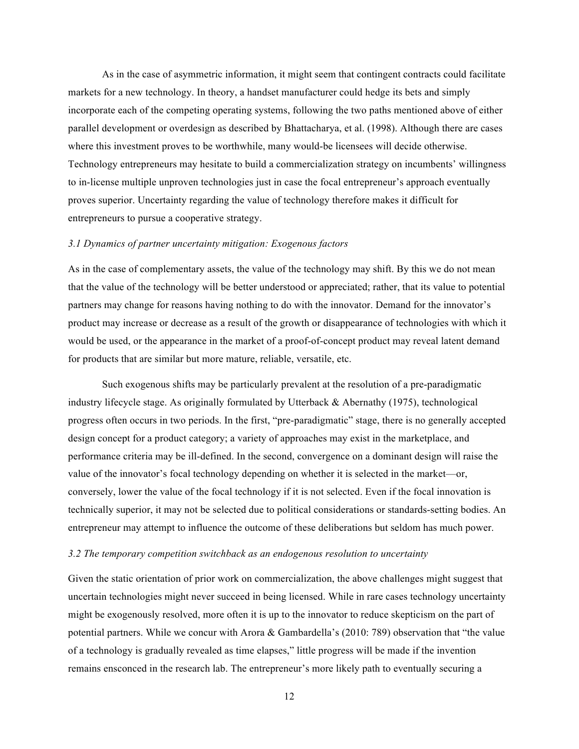As in the case of asymmetric information, it might seem that contingent contracts could facilitate markets for a new technology. In theory, a handset manufacturer could hedge its bets and simply incorporate each of the competing operating systems, following the two paths mentioned above of either parallel development or overdesign as described by Bhattacharya, et al. (1998). Although there are cases where this investment proves to be worthwhile, many would-be licensees will decide otherwise. Technology entrepreneurs may hesitate to build a commercialization strategy on incumbents' willingness to in-license multiple unproven technologies just in case the focal entrepreneur's approach eventually proves superior. Uncertainty regarding the value of technology therefore makes it difficult for entrepreneurs to pursue a cooperative strategy.

### *3.1 Dynamics of partner uncertainty mitigation: Exogenous factors*

As in the case of complementary assets, the value of the technology may shift. By this we do not mean that the value of the technology will be better understood or appreciated; rather, that its value to potential partners may change for reasons having nothing to do with the innovator. Demand for the innovator's product may increase or decrease as a result of the growth or disappearance of technologies with which it would be used, or the appearance in the market of a proof-of-concept product may reveal latent demand for products that are similar but more mature, reliable, versatile, etc.

Such exogenous shifts may be particularly prevalent at the resolution of a pre-paradigmatic industry lifecycle stage. As originally formulated by Utterback & Abernathy (1975), technological progress often occurs in two periods. In the first, "pre-paradigmatic" stage, there is no generally accepted design concept for a product category; a variety of approaches may exist in the marketplace, and performance criteria may be ill-defined. In the second, convergence on a dominant design will raise the value of the innovator's focal technology depending on whether it is selected in the market—or, conversely, lower the value of the focal technology if it is not selected. Even if the focal innovation is technically superior, it may not be selected due to political considerations or standards-setting bodies. An entrepreneur may attempt to influence the outcome of these deliberations but seldom has much power.

### *3.2 The temporary competition switchback as an endogenous resolution to uncertainty*

Given the static orientation of prior work on commercialization, the above challenges might suggest that uncertain technologies might never succeed in being licensed. While in rare cases technology uncertainty might be exogenously resolved, more often it is up to the innovator to reduce skepticism on the part of potential partners. While we concur with Arora & Gambardella's (2010: 789) observation that "the value of a technology is gradually revealed as time elapses," little progress will be made if the invention remains ensconced in the research lab. The entrepreneur's more likely path to eventually securing a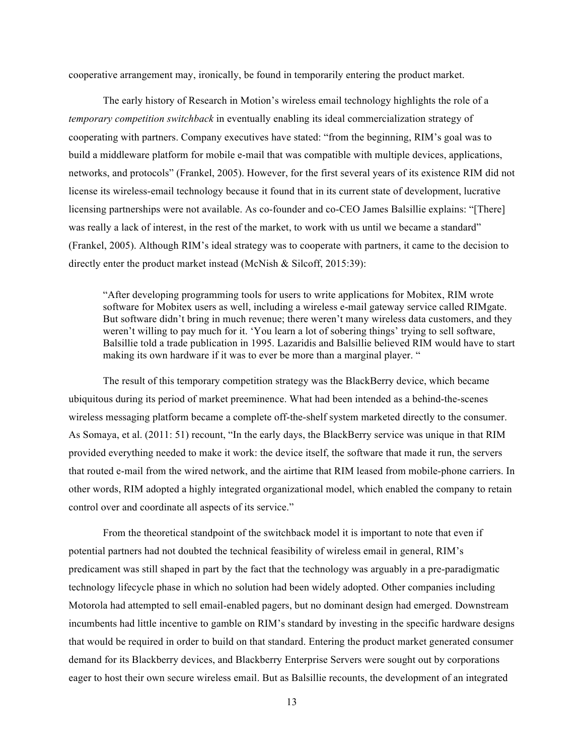cooperative arrangement may, ironically, be found in temporarily entering the product market.

The early history of Research in Motion's wireless email technology highlights the role of a *temporary competition switchback* in eventually enabling its ideal commercialization strategy of cooperating with partners. Company executives have stated: "from the beginning, RIM's goal was to build a middleware platform for mobile e-mail that was compatible with multiple devices, applications, networks, and protocols" (Frankel, 2005). However, for the first several years of its existence RIM did not license its wireless-email technology because it found that in its current state of development, lucrative licensing partnerships were not available. As co-founder and co-CEO James Balsillie explains: "[There] was really a lack of interest, in the rest of the market, to work with us until we became a standard" (Frankel, 2005). Although RIM's ideal strategy was to cooperate with partners, it came to the decision to directly enter the product market instead (McNish & Silcoff, 2015:39):

> "After developing programming tools for users to write applications for Mobitex, RIM wrote software for Mobitex users as well, including a wireless e-mail gateway service called RIMgate. But software didn't bring in much revenue; there weren't many wireless data customers, and they weren't willing to pay much for it. 'You learn a lot of sobering things' trying to sell software, Balsillie told a trade publication in 1995. Lazaridis and Balsillie believed RIM would have to start making its own hardware if it was to ever be more than a marginal player. "

The result of this temporary competition strategy was the BlackBerry device, which became ubiquitous during its period of market preeminence. What had been intended as a behind-the-scenes wireless messaging platform became a complete off-the-shelf system marketed directly to the consumer. As Somaya, et al. (2011: 51) recount, "In the early days, the BlackBerry service was unique in that RIM provided everything needed to make it work: the device itself, the software that made it run, the servers that routed e-mail from the wired network, and the airtime that RIM leased from mobile-phone carriers. In other words, RIM adopted a highly integrated organizational model, which enabled the company to retain control over and coordinate all aspects of its service."

From the theoretical standpoint of the switchback model it is important to note that even if potential partners had not doubted the technical feasibility of wireless email in general, RIM's predicament was still shaped in part by the fact that the technology was arguably in a pre-paradigmatic technology lifecycle phase in which no solution had been widely adopted. Other companies including Motorola had attempted to sell email-enabled pagers, but no dominant design had emerged. Downstream incumbents had little incentive to gamble on RIM's standard by investing in the specific hardware designs that would be required in order to build on that standard. Entering the product market generated consumer demand for its Blackberry devices, and Blackberry Enterprise Servers were sought out by corporations eager to host their own secure wireless email. But as Balsillie recounts, the development of an integrated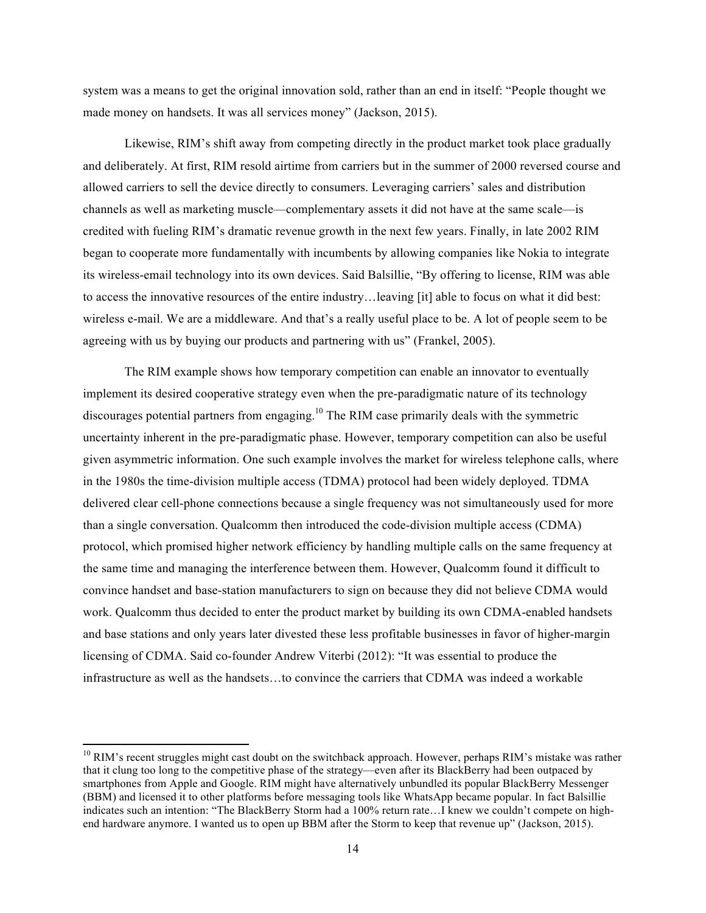system was a means to get the original innovation sold, rather than an end in itself: "People thought we made money on handsets. It was all services money" (Jackson, 2015).

Likewise, RIM's shift away from competing directly in the product market took place gradually and deliberately. At first, RIM resold airtime from carriers but in the summer of 2000 reversed course and allowed carriers to sell the device directly to consumers. Leveraging carriers' sales and distribution channels as well as marketing muscle—complementary assets it did not have at the same scale—is credited with fueling RIM's dramatic revenue growth in the next few years. Finally, in late 2002 RIM began to cooperate more fundamentally with incumbents by allowing companies like Nokia to integrate its wireless-email technology into its own devices. Said Balsillie, "By offering to license, RIM was able to access the innovative resources of the entire industry…leaving [it] able to focus on what it did best: wireless e-mail. We are a middleware. And that's a really useful place to be. A lot of people seem to be agreeing with us by buying our products and partnering with us" (Frankel, 2005).

The RIM example shows how temporary competition can enable an innovator to eventually implement its desired cooperative strategy even when the pre-paradigmatic nature of its technology discourages potential partners from engaging.[10] The RIM case primarily deals with the symmetric uncertainty inherent in the pre-paradigmatic phase. However, temporary competition can also be useful given asymmetric information. One such example involves the market for wireless telephone calls, where in the 1980s the time-division multiple access (TDMA) protocol had been widely deployed. TDMA delivered clear cell-phone connections because a single frequency was not simultaneously used for more than a single conversation. Qualcomm then introduced the code-division multiple access (CDMA) protocol, which promised higher network efficiency by handling multiple calls on the same frequency at the same time and managing the interference between them. However, Qualcomm found it difficult to convince handset and base-station manufacturers to sign on because they did not believe CDMA would work. Qualcomm thus decided to enter the product market by building its own CDMA-enabled handsets and base stations and only years later divested these less profitable businesses in favor of higher-margin licensing of CDMA. Said co-founder Andrew Viterbi (2012): "It was essential to produce the infrastructure as well as the handsets…to convince the carriers that CDMA was indeed a workable

---

[10] RIM's recent struggles might cast doubt on the switchback approach. However, perhaps RIM's mistake was rather that it clung too long to the competitive phase of the strategy—even after its BlackBerry had been outpaced by smartphones from Apple and Google. RIM might have alternatively unbundled its popular BlackBerry Messenger (BBM) and licensed it to other platforms before messaging tools like WhatsApp became popular. In fact Balsillie indicates such an intention: "The BlackBerry Storm had a 100% return rate…I knew we couldn't compete on high-end hardware anymore. I wanted us to open up BBM after the Storm to keep that revenue up" (Jackson, 2015).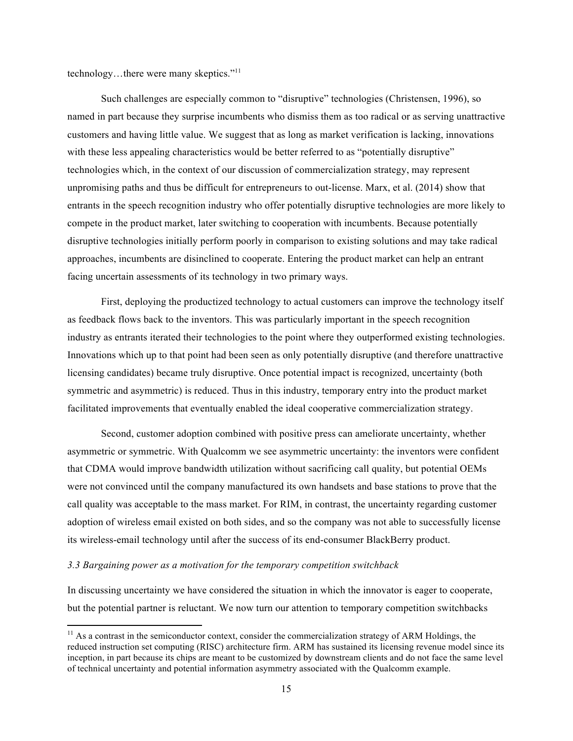technology…there were many skeptics."[11]

Such challenges are especially common to "disruptive" technologies (Christensen, 1996), so named in part because they surprise incumbents who dismiss them as too radical or as serving unattractive customers and having little value. We suggest that as long as market verification is lacking, innovations with these less appealing characteristics would be better referred to as "potentially disruptive" technologies which, in the context of our discussion of commercialization strategy, may represent unpromising paths and thus be difficult for entrepreneurs to out-license. Marx, et al. (2014) show that entrants in the speech recognition industry who offer potentially disruptive technologies are more likely to compete in the product market, later switching to cooperation with incumbents. Because potentially disruptive technologies initially perform poorly in comparison to existing solutions and may take radical approaches, incumbents are disinclined to cooperate. Entering the product market can help an entrant facing uncertain assessments of its technology in two primary ways.

First, deploying the productized technology to actual customers can improve the technology itself as feedback flows back to the inventors. This was particularly important in the speech recognition industry as entrants iterated their technologies to the point where they outperformed existing technologies. Innovations which up to that point had been seen as only potentially disruptive (and therefore unattractive licensing candidates) became truly disruptive. Once potential impact is recognized, uncertainty (both symmetric and asymmetric) is reduced. Thus in this industry, temporary entry into the product market facilitated improvements that eventually enabled the ideal cooperative commercialization strategy.

Second, customer adoption combined with positive press can ameliorate uncertainty, whether asymmetric or symmetric. With Qualcomm we see asymmetric uncertainty: the inventors were confident that CDMA would improve bandwidth utilization without sacrificing call quality, but potential OEMs were not convinced until the company manufactured its own handsets and base stations to prove that the call quality was acceptable to the mass market. For RIM, in contrast, the uncertainty regarding customer adoption of wireless email existed on both sides, and so the company was not able to successfully license its wireless-email technology until after the success of its end-consumer BlackBerry product.

### *3.3 Bargaining power as a motivation for the temporary competition switchback*

In discussing uncertainty we have considered the situation in which the innovator is eager to cooperate, but the potential partner is reluctant. We now turn our attention to temporary competition switchbacks

---

[11] As a contrast in the semiconductor context, consider the commercialization strategy of ARM Holdings, the reduced instruction set computing (RISC) architecture firm. ARM has sustained its licensing revenue model since its inception, in part because its chips are meant to be customized by downstream clients and do not face the same level of technical uncertainty and potential information asymmetry associated with the Qualcomm example.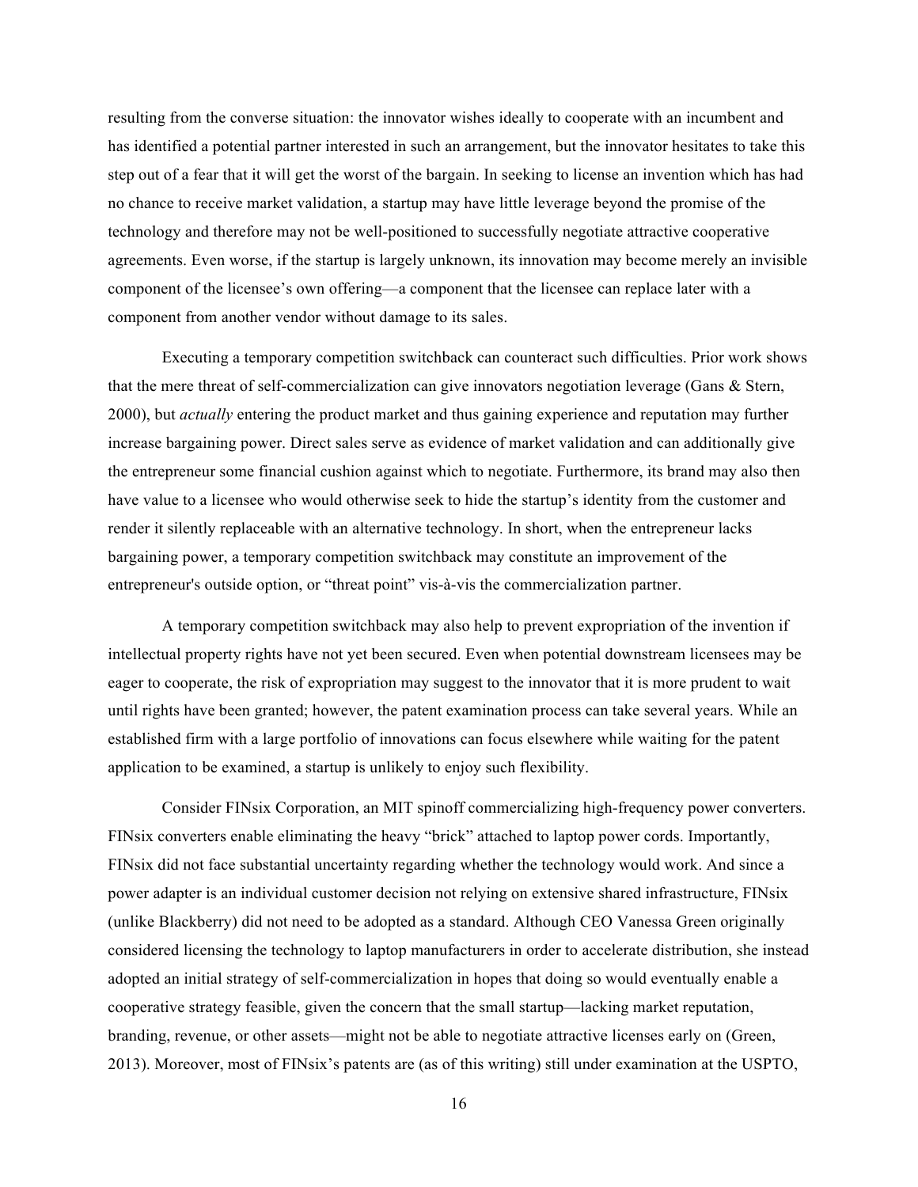resulting from the converse situation: the innovator wishes ideally to cooperate with an incumbent and has identified a potential partner interested in such an arrangement, but the innovator hesitates to take this step out of a fear that it will get the worst of the bargain. In seeking to license an invention which has had no chance to receive market validation, a startup may have little leverage beyond the promise of the technology and therefore may not be well-positioned to successfully negotiate attractive cooperative agreements. Even worse, if the startup is largely unknown, its innovation may become merely an invisible component of the licensee's own offering—a component that the licensee can replace later with a component from another vendor without damage to its sales.

Executing a temporary competition switchback can counteract such difficulties. Prior work shows that the mere threat of self-commercialization can give innovators negotiation leverage (Gans & Stern, 2000), but *actually* entering the product market and thus gaining experience and reputation may further increase bargaining power. Direct sales serve as evidence of market validation and can additionally give the entrepreneur some financial cushion against which to negotiate. Furthermore, its brand may also then have value to a licensee who would otherwise seek to hide the startup's identity from the customer and render it silently replaceable with an alternative technology. In short, when the entrepreneur lacks bargaining power, a temporary competition switchback may constitute an improvement of the entrepreneur's outside option, or "threat point" vis-à-vis the commercialization partner.

A temporary competition switchback may also help to prevent expropriation of the invention if intellectual property rights have not yet been secured. Even when potential downstream licensees may be eager to cooperate, the risk of expropriation may suggest to the innovator that it is more prudent to wait until rights have been granted; however, the patent examination process can take several years. While an established firm with a large portfolio of innovations can focus elsewhere while waiting for the patent application to be examined, a startup is unlikely to enjoy such flexibility.

Consider FINsix Corporation, an MIT spinoff commercializing high-frequency power converters. FINsix converters enable eliminating the heavy "brick" attached to laptop power cords. Importantly, FINsix did not face substantial uncertainty regarding whether the technology would work. And since a power adapter is an individual customer decision not relying on extensive shared infrastructure, FINsix (unlike Blackberry) did not need to be adopted as a standard. Although CEO Vanessa Green originally considered licensing the technology to laptop manufacturers in order to accelerate distribution, she instead adopted an initial strategy of self-commercialization in hopes that doing so would eventually enable a cooperative strategy feasible, given the concern that the small startup—lacking market reputation, branding, revenue, or other assets—might not be able to negotiate attractive licenses early on (Green, 2013). Moreover, most of FINsix's patents are (as of this writing) still under examination at the USPTO,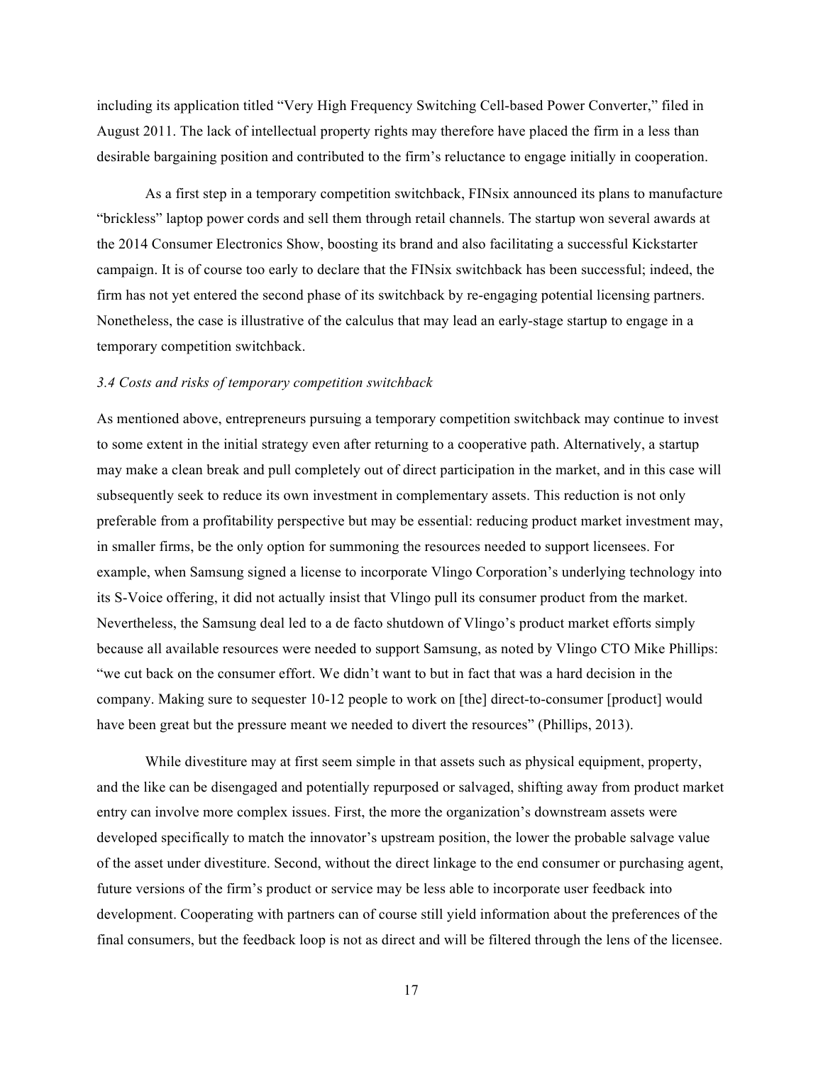including its application titled “Very High Frequency Switching Cell-based Power Converter,” filed in August 2011. The lack of intellectual property rights may therefore have placed the firm in a less than desirable bargaining position and contributed to the firm’s reluctance to engage initially in cooperation.

As a first step in a temporary competition switchback, FINsix announced its plans to manufacture “brickless” laptop power cords and sell them through retail channels. The startup won several awards at the 2014 Consumer Electronics Show, boosting its brand and also facilitating a successful Kickstarter campaign. It is of course too early to declare that the FINsix switchback has been successful; indeed, the firm has not yet entered the second phase of its switchback by re-engaging potential licensing partners. Nonetheless, the case is illustrative of the calculus that may lead an early-stage startup to engage in a temporary competition switchback.

### *3.4 Costs and risks of temporary competition switchback*

As mentioned above, entrepreneurs pursuing a temporary competition switchback may continue to invest to some extent in the initial strategy even after returning to a cooperative path. Alternatively, a startup may make a clean break and pull completely out of direct participation in the market, and in this case will subsequently seek to reduce its own investment in complementary assets. This reduction is not only preferable from a profitability perspective but may be essential: reducing product market investment may, in smaller firms, be the only option for summoning the resources needed to support licensees. For example, when Samsung signed a license to incorporate Vlingo Corporation’s underlying technology into its S-Voice offering, it did not actually insist that Vlingo pull its consumer product from the market. Nevertheless, the Samsung deal led to a de facto shutdown of Vlingo’s product market efforts simply because all available resources were needed to support Samsung, as noted by Vlingo CTO Mike Phillips: “we cut back on the consumer effort. We didn’t want to but in fact that was a hard decision in the company. Making sure to sequester 10-12 people to work on [the] direct-to-consumer [product] would have been great but the pressure meant we needed to divert the resources” (Phillips, 2013).

While divestiture may at first seem simple in that assets such as physical equipment, property, and the like can be disengaged and potentially repurposed or salvaged, shifting away from product market entry can involve more complex issues. First, the more the organization’s downstream assets were developed specifically to match the innovator’s upstream position, the lower the probable salvage value of the asset under divestiture. Second, without the direct linkage to the end consumer or purchasing agent, future versions of the firm’s product or service may be less able to incorporate user feedback into development. Cooperating with partners can of course still yield information about the preferences of the final consumers, but the feedback loop is not as direct and will be filtered through the lens of the licensee.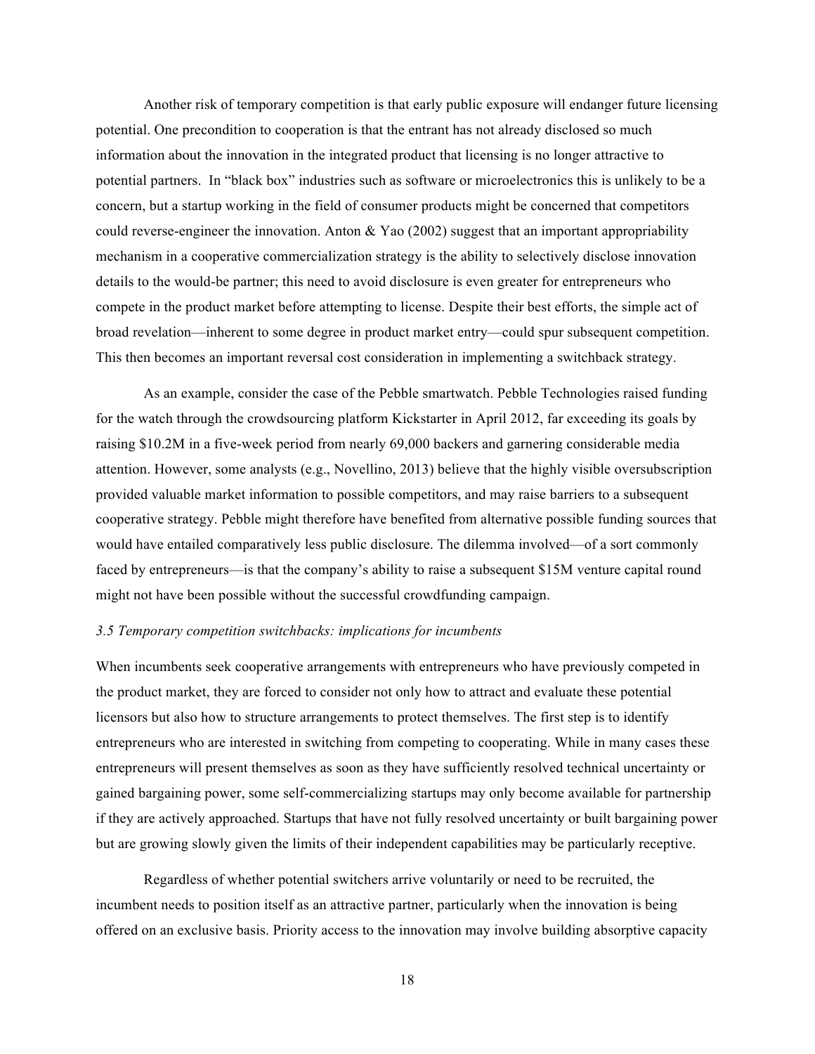Another risk of temporary competition is that early public exposure will endanger future licensing potential. One precondition to cooperation is that the entrant has not already disclosed so much information about the innovation in the integrated product that licensing is no longer attractive to potential partners. In "black box" industries such as software or microelectronics this is unlikely to be a concern, but a startup working in the field of consumer products might be concerned that competitors could reverse-engineer the innovation. Anton & Yao (2002) suggest that an important appropriability mechanism in a cooperative commercialization strategy is the ability to selectively disclose innovation details to the would-be partner; this need to avoid disclosure is even greater for entrepreneurs who compete in the product market before attempting to license. Despite their best efforts, the simple act of broad revelation—inherent to some degree in product market entry—could spur subsequent competition. This then becomes an important reversal cost consideration in implementing a switchback strategy.

As an example, consider the case of the Pebble smartwatch. Pebble Technologies raised funding for the watch through the crowdsourcing platform Kickstarter in April 2012, far exceeding its goals by raising $10.2M in a five-week period from nearly 69,000 backers and garnering considerable media attention. However, some analysts (e.g., Novellino, 2013) believe that the highly visible oversubscription provided valuable market information to possible competitors, and may raise barriers to a subsequent cooperative strategy. Pebble might therefore have benefited from alternative possible funding sources that would have entailed comparatively less public disclosure. The dilemma involved—of a sort commonly faced by entrepreneurs—is that the company's ability to raise a subsequent $15M venture capital round might not have been possible without the successful crowdfunding campaign.

### *3.5 Temporary competition switchbacks: implications for incumbents*

When incumbents seek cooperative arrangements with entrepreneurs who have previously competed in the product market, they are forced to consider not only how to attract and evaluate these potential licensors but also how to structure arrangements to protect themselves. The first step is to identify entrepreneurs who are interested in switching from competing to cooperating. While in many cases these entrepreneurs will present themselves as soon as they have sufficiently resolved technical uncertainty or gained bargaining power, some self-commercializing startups may only become available for partnership if they are actively approached. Startups that have not fully resolved uncertainty or built bargaining power but are growing slowly given the limits of their independent capabilities may be particularly receptive.

Regardless of whether potential switchers arrive voluntarily or need to be recruited, the incumbent needs to position itself as an attractive partner, particularly when the innovation is being offered on an exclusive basis. Priority access to the innovation may involve building absorptive capacity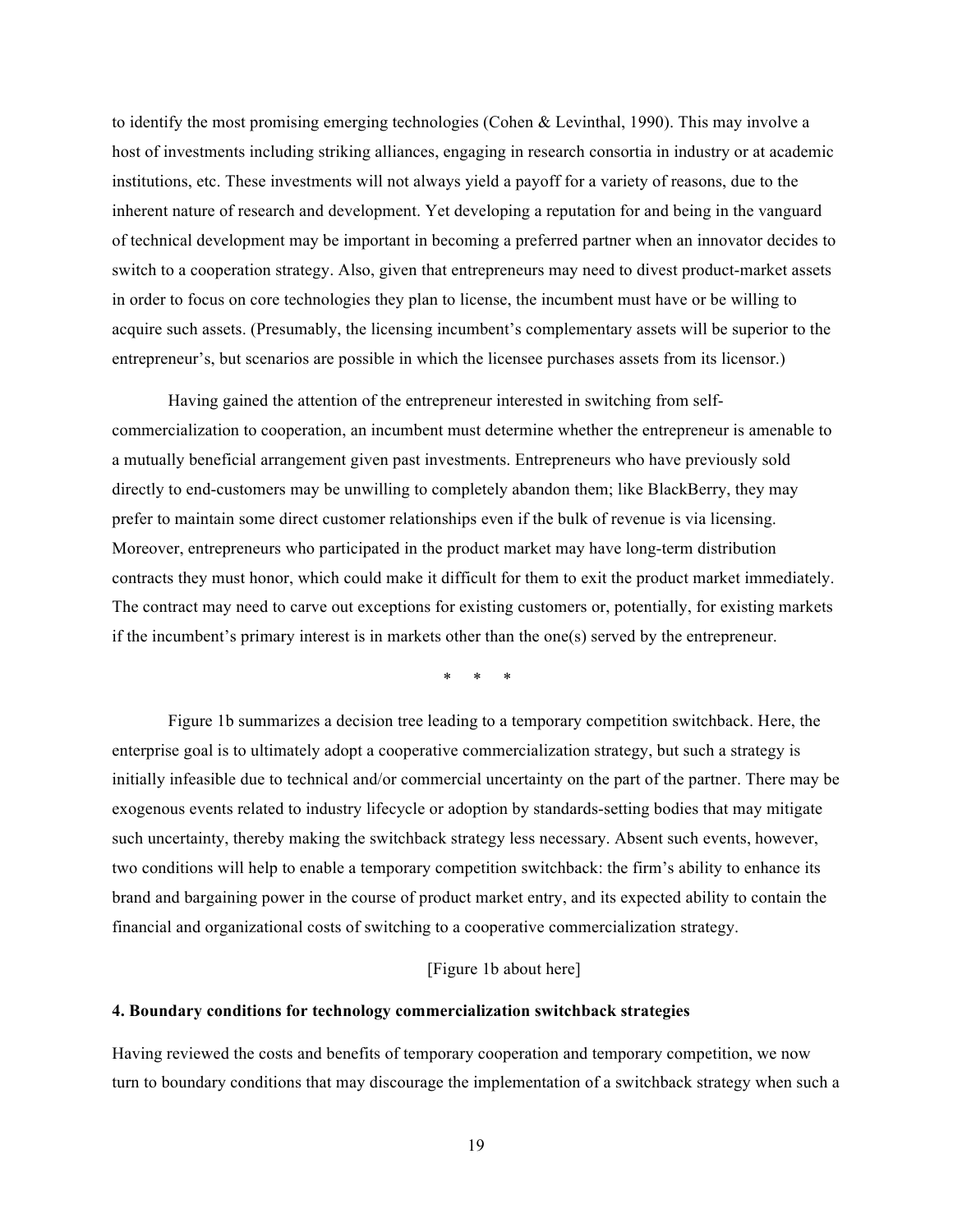to identify the most promising emerging technologies (Cohen & Levinthal, 1990). This may involve a host of investments including striking alliances, engaging in research consortia in industry or at academic institutions, etc. These investments will not always yield a payoff for a variety of reasons, due to the inherent nature of research and development. Yet developing a reputation for and being in the vanguard of technical development may be important in becoming a preferred partner when an innovator decides to switch to a cooperation strategy. Also, given that entrepreneurs may need to divest product-market assets in order to focus on core technologies they plan to license, the incumbent must have or be willing to acquire such assets. (Presumably, the licensing incumbent's complementary assets will be superior to the entrepreneur's, but scenarios are possible in which the licensee purchases assets from its licensor.)

Having gained the attention of the entrepreneur interested in switching from self-commercialization to cooperation, an incumbent must determine whether the entrepreneur is amenable to a mutually beneficial arrangement given past investments. Entrepreneurs who have previously sold directly to end-customers may be unwilling to completely abandon them; like BlackBerry, they may prefer to maintain some direct customer relationships even if the bulk of revenue is via licensing. Moreover, entrepreneurs who participated in the product market may have long-term distribution contracts they must honor, which could make it difficult for them to exit the product market immediately. The contract may need to carve out exceptions for existing customers or, potentially, for existing markets if the incumbent's primary interest is in markets other than the one(s) served by the entrepreneur.

\* \* \*

Figure 1b summarizes a decision tree leading to a temporary competition switchback. Here, the enterprise goal is to ultimately adopt a cooperative commercialization strategy, but such a strategy is initially infeasible due to technical and/or commercial uncertainty on the part of the partner. There may be exogenous events related to industry lifecycle or adoption by standards-setting bodies that may mitigate such uncertainty, thereby making the switchback strategy less necessary. Absent such events, however, two conditions will help to enable a temporary competition switchback: the firm's ability to enhance its brand and bargaining power in the course of product market entry, and its expected ability to contain the financial and organizational costs of switching to a cooperative commercialization strategy.

[Figure 1b about here]

**4. Boundary conditions for technology commercialization switchback strategies**

Having reviewed the costs and benefits of temporary cooperation and temporary competition, we now turn to boundary conditions that may discourage the implementation of a switchback strategy when such a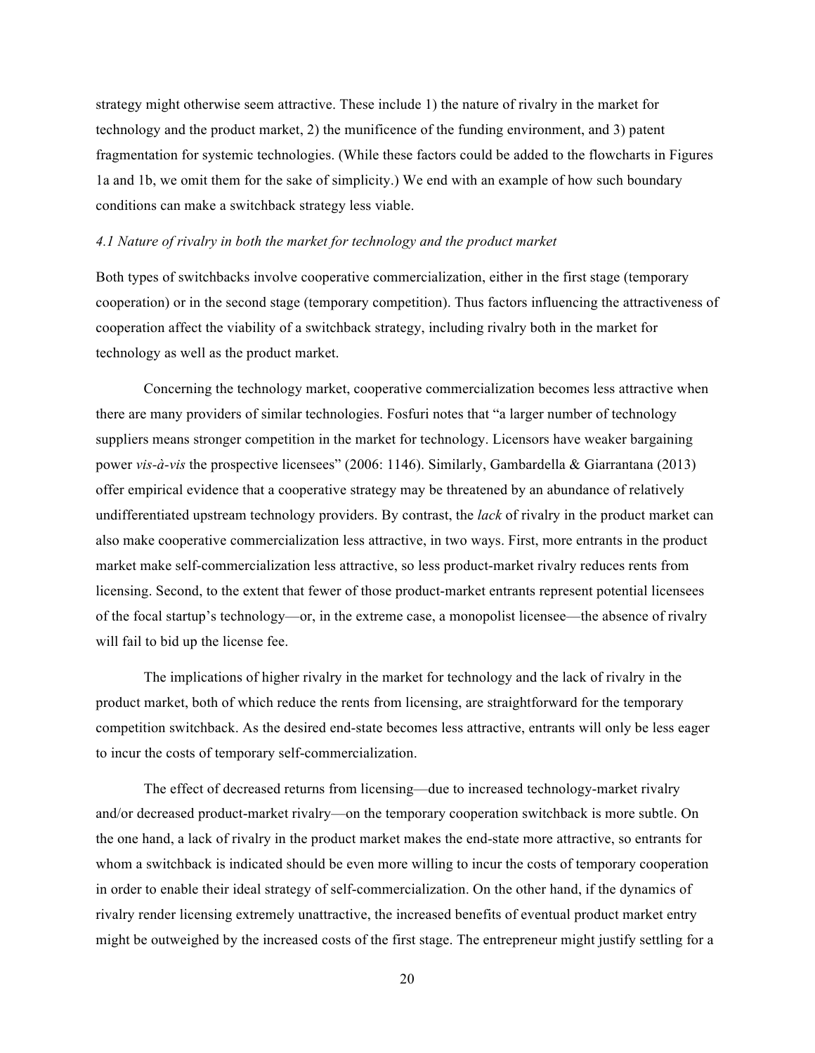strategy might otherwise seem attractive. These include 1) the nature of rivalry in the market for technology and the product market, 2) the munificence of the funding environment, and 3) patent fragmentation for systemic technologies. (While these factors could be added to the flowcharts in Figures 1a and 1b, we omit them for the sake of simplicity.) We end with an example of how such boundary conditions can make a switchback strategy less viable.

### *4.1 Nature of rivalry in both the market for technology and the product market*

Both types of switchbacks involve cooperative commercialization, either in the first stage (temporary cooperation) or in the second stage (temporary competition). Thus factors influencing the attractiveness of cooperation affect the viability of a switchback strategy, including rivalry both in the market for technology as well as the product market.

Concerning the technology market, cooperative commercialization becomes less attractive when there are many providers of similar technologies. Fosfuri notes that "a larger number of technology suppliers means stronger competition in the market for technology. Licensors have weaker bargaining power *vis-à-vis* the prospective licensees" (2006: 1146). Similarly, Gambardella & Giarrantana (2013) offer empirical evidence that a cooperative strategy may be threatened by an abundance of relatively undifferentiated upstream technology providers. By contrast, the *lack* of rivalry in the product market can also make cooperative commercialization less attractive, in two ways. First, more entrants in the product market make self-commercialization less attractive, so less product-market rivalry reduces rents from licensing. Second, to the extent that fewer of those product-market entrants represent potential licensees of the focal startup's technology—or, in the extreme case, a monopolist licensee—the absence of rivalry will fail to bid up the license fee.

The implications of higher rivalry in the market for technology and the lack of rivalry in the product market, both of which reduce the rents from licensing, are straightforward for the temporary competition switchback. As the desired end-state becomes less attractive, entrants will only be less eager to incur the costs of temporary self-commercialization.

The effect of decreased returns from licensing—due to increased technology-market rivalry and/or decreased product-market rivalry—on the temporary cooperation switchback is more subtle. On the one hand, a lack of rivalry in the product market makes the end-state more attractive, so entrants for whom a switchback is indicated should be even more willing to incur the costs of temporary cooperation in order to enable their ideal strategy of self-commercialization. On the other hand, if the dynamics of rivalry render licensing extremely unattractive, the increased benefits of eventual product market entry might be outweighed by the increased costs of the first stage. The entrepreneur might justify settling for a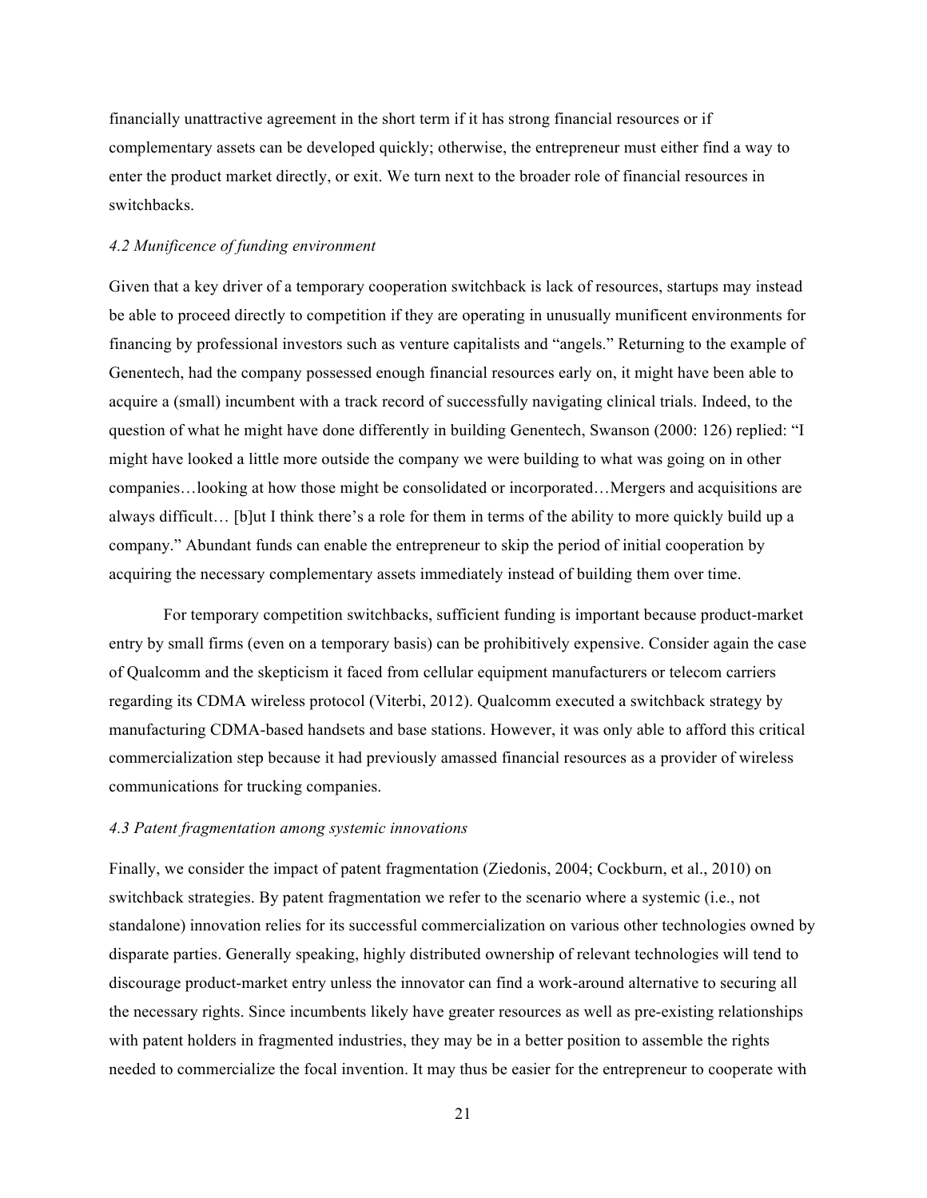financially unattractive agreement in the short term if it has strong financial resources or if complementary assets can be developed quickly; otherwise, the entrepreneur must either find a way to enter the product market directly, or exit. We turn next to the broader role of financial resources in switchbacks.

### *4.2 Munificence of funding environment*

Given that a key driver of a temporary cooperation switchback is lack of resources, startups may instead be able to proceed directly to competition if they are operating in unusually munificent environments for financing by professional investors such as venture capitalists and "angels." Returning to the example of Genentech, had the company possessed enough financial resources early on, it might have been able to acquire a (small) incumbent with a track record of successfully navigating clinical trials. Indeed, to the question of what he might have done differently in building Genentech, Swanson (2000: 126) replied: "I might have looked a little more outside the company we were building to what was going on in other companies…looking at how those might be consolidated or incorporated…Mergers and acquisitions are always difficult… [b]ut I think there's a role for them in terms of the ability to more quickly build up a company." Abundant funds can enable the entrepreneur to skip the period of initial cooperation by acquiring the necessary complementary assets immediately instead of building them over time.

For temporary competition switchbacks, sufficient funding is important because product-market entry by small firms (even on a temporary basis) can be prohibitively expensive. Consider again the case of Qualcomm and the skepticism it faced from cellular equipment manufacturers or telecom carriers regarding its CDMA wireless protocol (Viterbi, 2012). Qualcomm executed a switchback strategy by manufacturing CDMA-based handsets and base stations. However, it was only able to afford this critical commercialization step because it had previously amassed financial resources as a provider of wireless communications for trucking companies.

### *4.3 Patent fragmentation among systemic innovations*

Finally, we consider the impact of patent fragmentation (Ziedonis, 2004; Cockburn, et al., 2010) on switchback strategies. By patent fragmentation we refer to the scenario where a systemic (i.e., not standalone) innovation relies for its successful commercialization on various other technologies owned by disparate parties. Generally speaking, highly distributed ownership of relevant technologies will tend to discourage product-market entry unless the innovator can find a work-around alternative to securing all the necessary rights. Since incumbents likely have greater resources as well as pre-existing relationships with patent holders in fragmented industries, they may be in a better position to assemble the rights needed to commercialize the focal invention. It may thus be easier for the entrepreneur to cooperate with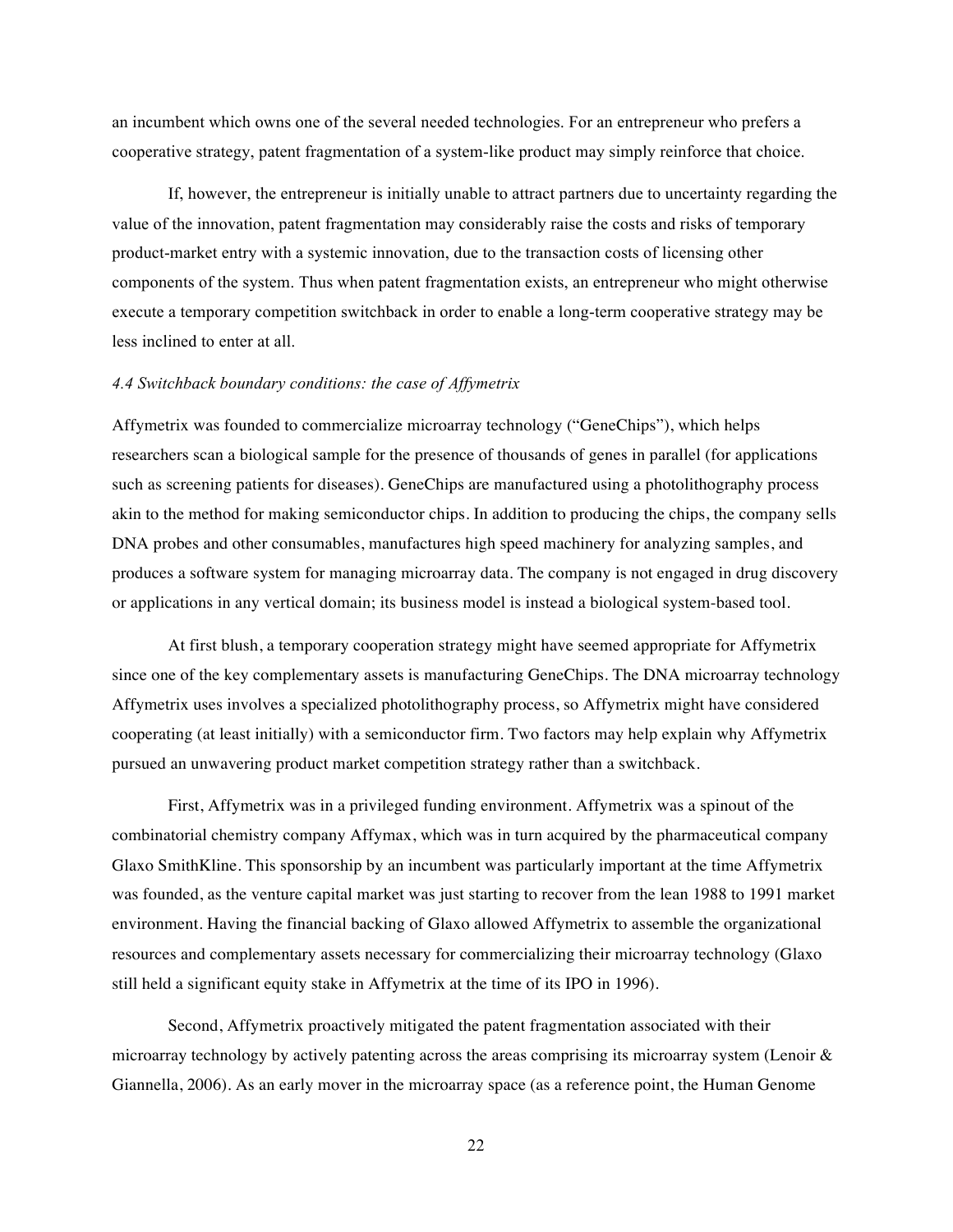an incumbent which owns one of the several needed technologies. For an entrepreneur who prefers a cooperative strategy, patent fragmentation of a system-like product may simply reinforce that choice.

If, however, the entrepreneur is initially unable to attract partners due to uncertainty regarding the value of the innovation, patent fragmentation may considerably raise the costs and risks of temporary product-market entry with a systemic innovation, due to the transaction costs of licensing other components of the system. Thus when patent fragmentation exists, an entrepreneur who might otherwise execute a temporary competition switchback in order to enable a long-term cooperative strategy may be less inclined to enter at all.

### *4.4 Switchback boundary conditions: the case of Affymetrix*

Affymetrix was founded to commercialize microarray technology ("GeneChips"), which helps researchers scan a biological sample for the presence of thousands of genes in parallel (for applications such as screening patients for diseases). GeneChips are manufactured using a photolithography process akin to the method for making semiconductor chips. In addition to producing the chips, the company sells DNA probes and other consumables, manufactures high speed machinery for analyzing samples, and produces a software system for managing microarray data. The company is not engaged in drug discovery or applications in any vertical domain; its business model is instead a biological system-based tool.

At first blush, a temporary cooperation strategy might have seemed appropriate for Affymetrix since one of the key complementary assets is manufacturing GeneChips. The DNA microarray technology Affymetrix uses involves a specialized photolithography process, so Affymetrix might have considered cooperating (at least initially) with a semiconductor firm. Two factors may help explain why Affymetrix pursued an unwavering product market competition strategy rather than a switchback.

First, Affymetrix was in a privileged funding environment. Affymetrix was a spinout of the combinatorial chemistry company Affymax, which was in turn acquired by the pharmaceutical company Glaxo SmithKline. This sponsorship by an incumbent was particularly important at the time Affymetrix was founded, as the venture capital market was just starting to recover from the lean 1988 to 1991 market environment. Having the financial backing of Glaxo allowed Affymetrix to assemble the organizational resources and complementary assets necessary for commercializing their microarray technology (Glaxo still held a significant equity stake in Affymetrix at the time of its IPO in 1996).

Second, Affymetrix proactively mitigated the patent fragmentation associated with their microarray technology by actively patenting across the areas comprising its microarray system (Lenoir & Giannella, 2006). As an early mover in the microarray space (as a reference point, the Human Genome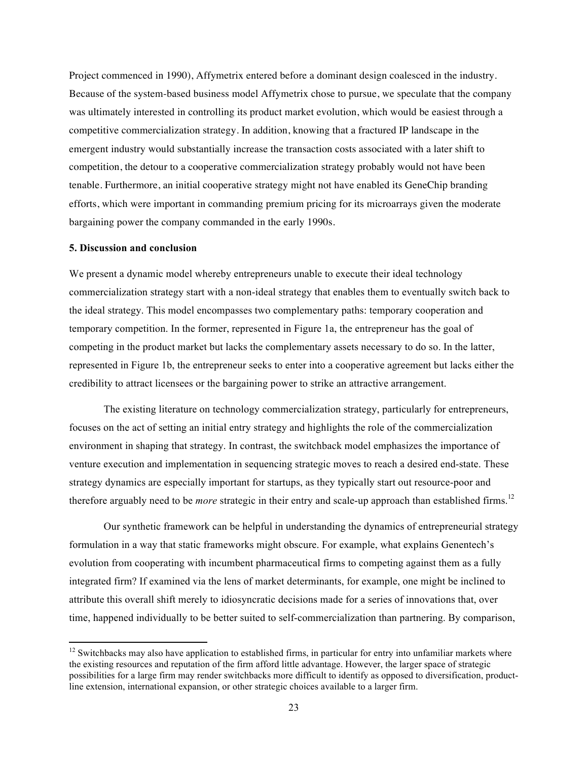Project commenced in 1990), Affymetrix entered before a dominant design coalesced in the industry. Because of the system-based business model Affymetrix chose to pursue, we speculate that the company was ultimately interested in controlling its product market evolution, which would be easiest through a competitive commercialization strategy. In addition, knowing that a fractured IP landscape in the emergent industry would substantially increase the transaction costs associated with a later shift to competition, the detour to a cooperative commercialization strategy probably would not have been tenable. Furthermore, an initial cooperative strategy might not have enabled its GeneChip branding efforts, which were important in commanding premium pricing for its microarrays given the moderate bargaining power the company commanded in the early 1990s.

## 5. Discussion and conclusion

We present a dynamic model whereby entrepreneurs unable to execute their ideal technology commercialization strategy start with a non-ideal strategy that enables them to eventually switch back to the ideal strategy. This model encompasses two complementary paths: temporary cooperation and temporary competition. In the former, represented in Figure 1a, the entrepreneur has the goal of competing in the product market but lacks the complementary assets necessary to do so. In the latter, represented in Figure 1b, the entrepreneur seeks to enter into a cooperative agreement but lacks either the credibility to attract licensees or the bargaining power to strike an attractive arrangement.

The existing literature on technology commercialization strategy, particularly for entrepreneurs, focuses on the act of setting an initial entry strategy and highlights the role of the commercialization environment in shaping that strategy. In contrast, the switchback model emphasizes the importance of venture execution and implementation in sequencing strategic moves to reach a desired end-state. These strategy dynamics are especially important for startups, as they typically start out resource-poor and therefore arguably need to be *more* strategic in their entry and scale-up approach than established firms.[12]

Our synthetic framework can be helpful in understanding the dynamics of entrepreneurial strategy formulation in a way that static frameworks might obscure. For example, what explains Genentech's evolution from cooperating with incumbent pharmaceutical firms to competing against them as a fully integrated firm? If examined via the lens of market determinants, for example, one might be inclined to attribute this overall shift merely to idiosyncratic decisions made for a series of innovations that, over time, happened individually to be better suited to self-commercialization than partnering. By comparison,

[12] Switchbacks may also have application to established firms, in particular for entry into unfamiliar markets where the existing resources and reputation of the firm afford little advantage. However, the larger space of strategic possibilities for a large firm may render switchbacks more difficult to identify as opposed to diversification, product-line extension, international expansion, or other strategic choices available to a larger firm.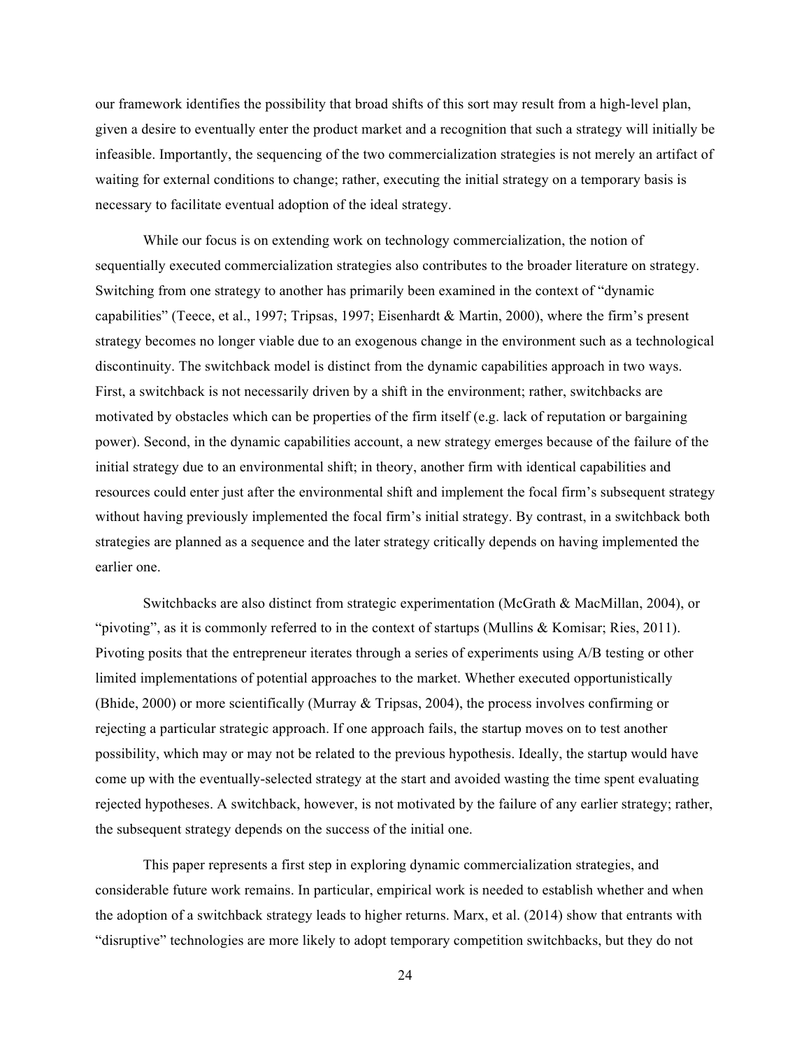our framework identifies the possibility that broad shifts of this sort may result from a high-level plan, given a desire to eventually enter the product market and a recognition that such a strategy will initially be infeasible. Importantly, the sequencing of the two commercialization strategies is not merely an artifact of waiting for external conditions to change; rather, executing the initial strategy on a temporary basis is necessary to facilitate eventual adoption of the ideal strategy.

While our focus is on extending work on technology commercialization, the notion of sequentially executed commercialization strategies also contributes to the broader literature on strategy. Switching from one strategy to another has primarily been examined in the context of "dynamic capabilities" (Teece, et al., 1997; Tripsas, 1997; Eisenhardt & Martin, 2000), where the firm's present strategy becomes no longer viable due to an exogenous change in the environment such as a technological discontinuity. The switchback model is distinct from the dynamic capabilities approach in two ways. First, a switchback is not necessarily driven by a shift in the environment; rather, switchbacks are motivated by obstacles which can be properties of the firm itself (e.g. lack of reputation or bargaining power). Second, in the dynamic capabilities account, a new strategy emerges because of the failure of the initial strategy due to an environmental shift; in theory, another firm with identical capabilities and resources could enter just after the environmental shift and implement the focal firm's subsequent strategy without having previously implemented the focal firm's initial strategy. By contrast, in a switchback both strategies are planned as a sequence and the later strategy critically depends on having implemented the earlier one.

Switchbacks are also distinct from strategic experimentation (McGrath & MacMillan, 2004), or "pivoting", as it is commonly referred to in the context of startups (Mullins & Komisar; Ries, 2011). Pivoting posits that the entrepreneur iterates through a series of experiments using A/B testing or other limited implementations of potential approaches to the market. Whether executed opportunistically (Bhide, 2000) or more scientifically (Murray & Tripsas, 2004), the process involves confirming or rejecting a particular strategic approach. If one approach fails, the startup moves on to test another possibility, which may or may not be related to the previous hypothesis. Ideally, the startup would have come up with the eventually-selected strategy at the start and avoided wasting the time spent evaluating rejected hypotheses. A switchback, however, is not motivated by the failure of any earlier strategy; rather, the subsequent strategy depends on the success of the initial one.

This paper represents a first step in exploring dynamic commercialization strategies, and considerable future work remains. In particular, empirical work is needed to establish whether and when the adoption of a switchback strategy leads to higher returns. Marx, et al. (2014) show that entrants with "disruptive" technologies are more likely to adopt temporary competition switchbacks, but they do not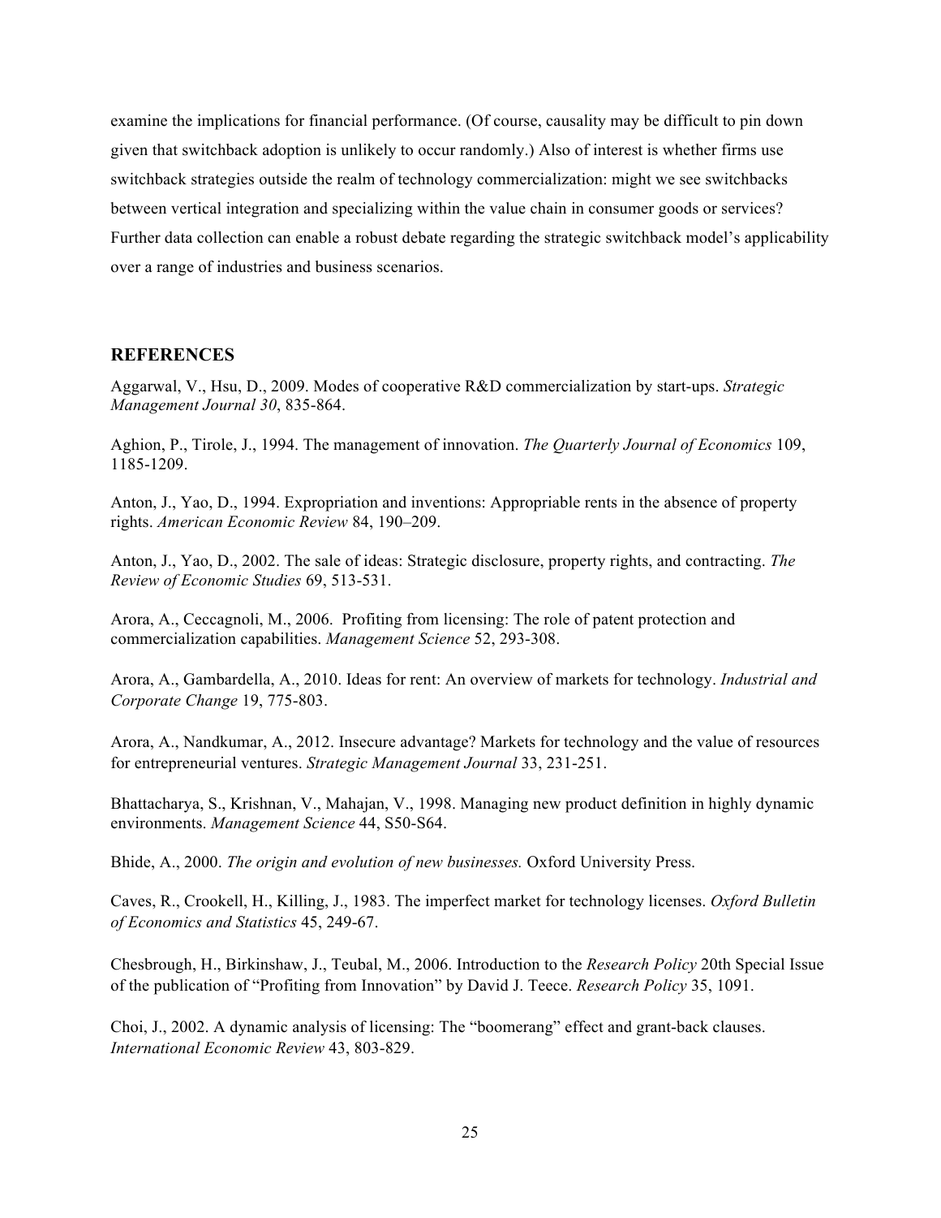examine the implications for financial performance. (Of course, causality may be difficult to pin down given that switchback adoption is unlikely to occur randomly.) Also of interest is whether firms use switchback strategies outside the realm of technology commercialization: might we see switchbacks between vertical integration and specializing within the value chain in consumer goods or services? Further data collection can enable a robust debate regarding the strategic switchback model's applicability over a range of industries and business scenarios.

## REFERENCES

Aggarwal, V., Hsu, D., 2009. Modes of cooperative R&D commercialization by start-ups. *Strategic Management Journal 30*, 835-864.

Aghion, P., Tirole, J., 1994. The management of innovation. *The Quarterly Journal of Economics* 109, 1185-1209.

Anton, J., Yao, D., 1994. Expropriation and inventions: Appropriable rents in the absence of property rights. *American Economic Review* 84, 190–209.

Anton, J., Yao, D., 2002. The sale of ideas: Strategic disclosure, property rights, and contracting. *The Review of Economic Studies* 69, 513-531.

Arora, A., Ceccagnoli, M., 2006. Profiting from licensing: The role of patent protection and commercialization capabilities. *Management Science* 52, 293-308.

Arora, A., Gambardella, A., 2010. Ideas for rent: An overview of markets for technology. *Industrial and Corporate Change* 19, 775-803.

Arora, A., Nandkumar, A., 2012. Insecure advantage? Markets for technology and the value of resources for entrepreneurial ventures. *Strategic Management Journal* 33, 231-251.

Bhattacharya, S., Krishnan, V., Mahajan, V., 1998. Managing new product definition in highly dynamic environments. *Management Science* 44, S50-S64.

Bhide, A., 2000. *The origin and evolution of new businesses.* Oxford University Press.

Caves, R., Crookell, H., Killing, J., 1983. The imperfect market for technology licenses. *Oxford Bulletin of Economics and Statistics* 45, 249-67.

Chesbrough, H., Birkinshaw, J., Teubal, M., 2006. Introduction to the *Research Policy* 20th Special Issue of the publication of "Profiting from Innovation" by David J. Teece. *Research Policy* 35, 1091.

Choi, J., 2002. A dynamic analysis of licensing: The "boomerang" effect and grant-back clauses. *International Economic Review* 43, 803-829.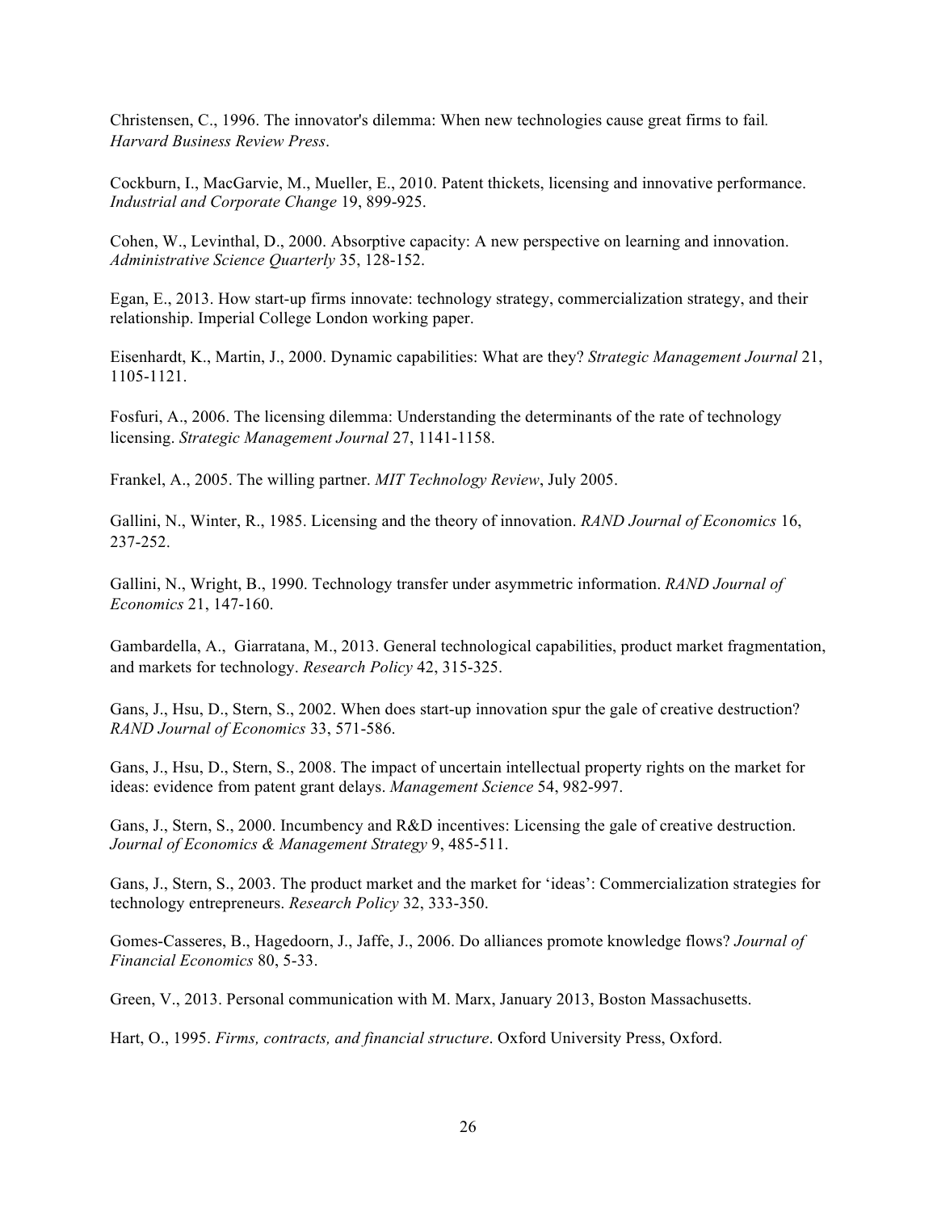Christensen, C., 1996. The innovator's dilemma: When new technologies cause great firms to fail. *Harvard Business Review Press*.

Cockburn, I., MacGarvie, M., Mueller, E., 2010. Patent thickets, licensing and innovative performance. *Industrial and Corporate Change* 19, 899-925.

Cohen, W., Levinthal, D., 2000. Absorptive capacity: A new perspective on learning and innovation. *Administrative Science Quarterly* 35, 128-152.

Egan, E., 2013. How start-up firms innovate: technology strategy, commercialization strategy, and their relationship. Imperial College London working paper.

Eisenhardt, K., Martin, J., 2000. Dynamic capabilities: What are they? *Strategic Management Journal* 21, 1105-1121.

Fosfuri, A., 2006. The licensing dilemma: Understanding the determinants of the rate of technology licensing. *Strategic Management Journal* 27, 1141-1158.

Frankel, A., 2005. The willing partner. *MIT Technology Review*, July 2005.

Gallini, N., Winter, R., 1985. Licensing and the theory of innovation. *RAND Journal of Economics* 16, 237-252.

Gallini, N., Wright, B., 1990. Technology transfer under asymmetric information. *RAND Journal of Economics* 21, 147-160.

Gambardella, A., Giarratana, M., 2013. General technological capabilities, product market fragmentation, and markets for technology. *Research Policy* 42, 315-325.

Gans, J., Hsu, D., Stern, S., 2002. When does start-up innovation spur the gale of creative destruction? *RAND Journal of Economics* 33, 571-586.

Gans, J., Hsu, D., Stern, S., 2008. The impact of uncertain intellectual property rights on the market for ideas: evidence from patent grant delays. *Management Science* 54, 982-997.

Gans, J., Stern, S., 2000. Incumbency and R&D incentives: Licensing the gale of creative destruction. *Journal of Economics & Management Strategy* 9, 485-511.

Gans, J., Stern, S., 2003. The product market and the market for 'ideas': Commercialization strategies for technology entrepreneurs. *Research Policy* 32, 333-350.

Gomes-Casseres, B., Hagedoorn, J., Jaffe, J., 2006. Do alliances promote knowledge flows? *Journal of Financial Economics* 80, 5-33.

Green, V., 2013. Personal communication with M. Marx, January 2013, Boston Massachusetts.

Hart, O., 1995. *Firms, contracts, and financial structure*. Oxford University Press, Oxford.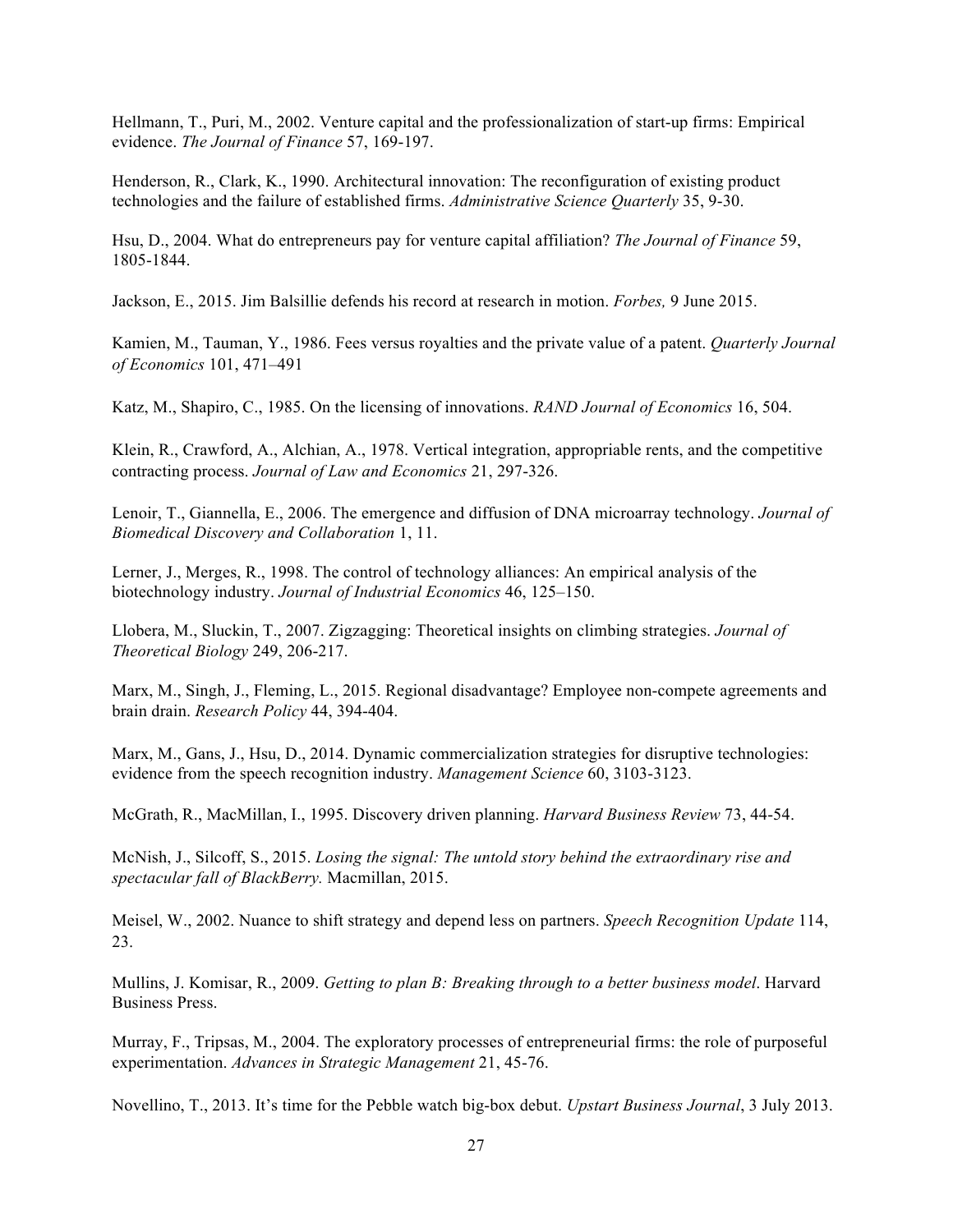Hellmann, T., Puri, M., 2002. Venture capital and the professionalization of start-up firms: Empirical evidence. *The Journal of Finance* 57, 169-197.

Henderson, R., Clark, K., 1990. Architectural innovation: The reconfiguration of existing product technologies and the failure of established firms. *Administrative Science Quarterly* 35, 9-30.

Hsu, D., 2004. What do entrepreneurs pay for venture capital affiliation? *The Journal of Finance* 59, 1805-1844.

Jackson, E., 2015. Jim Balsillie defends his record at research in motion. *Forbes,* 9 June 2015.

Kamien, M., Tauman, Y., 1986. Fees versus royalties and the private value of a patent. *Quarterly Journal of Economics* 101, 471–491

Katz, M., Shapiro, C., 1985. On the licensing of innovations. *RAND Journal of Economics* 16, 504.

Klein, R., Crawford, A., Alchian, A., 1978. Vertical integration, appropriable rents, and the competitive contracting process. *Journal of Law and Economics* 21, 297-326.

Lenoir, T., Giannella, E., 2006. The emergence and diffusion of DNA microarray technology. *Journal of Biomedical Discovery and Collaboration* 1, 11.

Lerner, J., Merges, R., 1998. The control of technology alliances: An empirical analysis of the biotechnology industry. *Journal of Industrial Economics* 46, 125–150.

Llobera, M., Sluckin, T., 2007. Zigzagging: Theoretical insights on climbing strategies. *Journal of Theoretical Biology* 249, 206-217.

Marx, M., Singh, J., Fleming, L., 2015. Regional disadvantage? Employee non-compete agreements and brain drain. *Research Policy* 44, 394-404.

Marx, M., Gans, J., Hsu, D., 2014. Dynamic commercialization strategies for disruptive technologies: evidence from the speech recognition industry. *Management Science* 60, 3103-3123.

McGrath, R., MacMillan, I., 1995. Discovery driven planning. *Harvard Business Review* 73, 44-54.

McNish, J., Silcoff, S., 2015. *Losing the signal: The untold story behind the extraordinary rise and spectacular fall of BlackBerry.* Macmillan, 2015.

Meisel, W., 2002. Nuance to shift strategy and depend less on partners. *Speech Recognition Update* 114, 23.

Mullins, J. Komisar, R., 2009. *Getting to plan B: Breaking through to a better business model*. Harvard Business Press.

Murray, F., Tripsas, M., 2004. The exploratory processes of entrepreneurial firms: the role of purposeful experimentation. *Advances in Strategic Management* 21, 45-76.

Novellino, T., 2013. It's time for the Pebble watch big-box debut. *Upstart Business Journal*, 3 July 2013.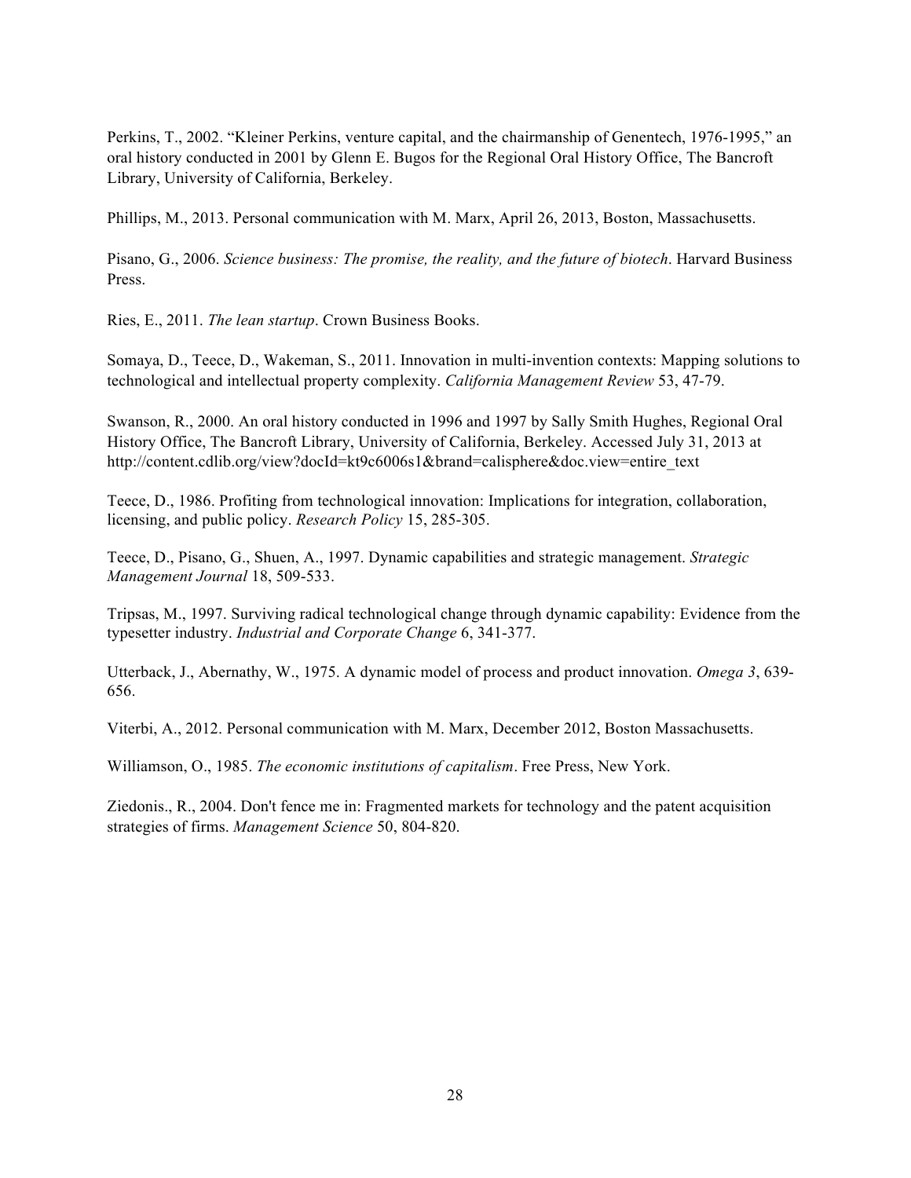Perkins, T., 2002. "Kleiner Perkins, venture capital, and the chairmanship of Genentech, 1976-1995," an oral history conducted in 2001 by Glenn E. Bugos for the Regional Oral History Office, The Bancroft Library, University of California, Berkeley.

Phillips, M., 2013. Personal communication with M. Marx, April 26, 2013, Boston, Massachusetts.

Pisano, G., 2006. *Science business: The promise, the reality, and the future of biotech*. Harvard Business Press.

Ries, E., 2011. *The lean startup*. Crown Business Books.

Somaya, D., Teece, D., Wakeman, S., 2011. Innovation in multi-invention contexts: Mapping solutions to technological and intellectual property complexity. *California Management Review* 53, 47-79.

Swanson, R., 2000. An oral history conducted in 1996 and 1997 by Sally Smith Hughes, Regional Oral History Office, The Bancroft Library, University of California, Berkeley. Accessed July 31, 2013 at http://content.cdlib.org/view?docId=kt9c6006s1&brand=calisphere&doc.view=entire_text

Teece, D., 1986. Profiting from technological innovation: Implications for integration, collaboration, licensing, and public policy. *Research Policy* 15, 285-305.

Teece, D., Pisano, G., Shuen, A., 1997. Dynamic capabilities and strategic management. *Strategic Management Journal* 18, 509-533.

Tripsas, M., 1997. Surviving radical technological change through dynamic capability: Evidence from the typesetter industry. *Industrial and Corporate Change* 6, 341-377.

Utterback, J., Abernathy, W., 1975. A dynamic model of process and product innovation. *Omega 3*, 639-656.

Viterbi, A., 2012. Personal communication with M. Marx, December 2012, Boston Massachusetts.

Williamson, O., 1985. *The economic institutions of capitalism*. Free Press, New York.

Ziedonis., R., 2004. Don't fence me in: Fragmented markets for technology and the patent acquisition strategies of firms. *Management Science* 50, 804-820.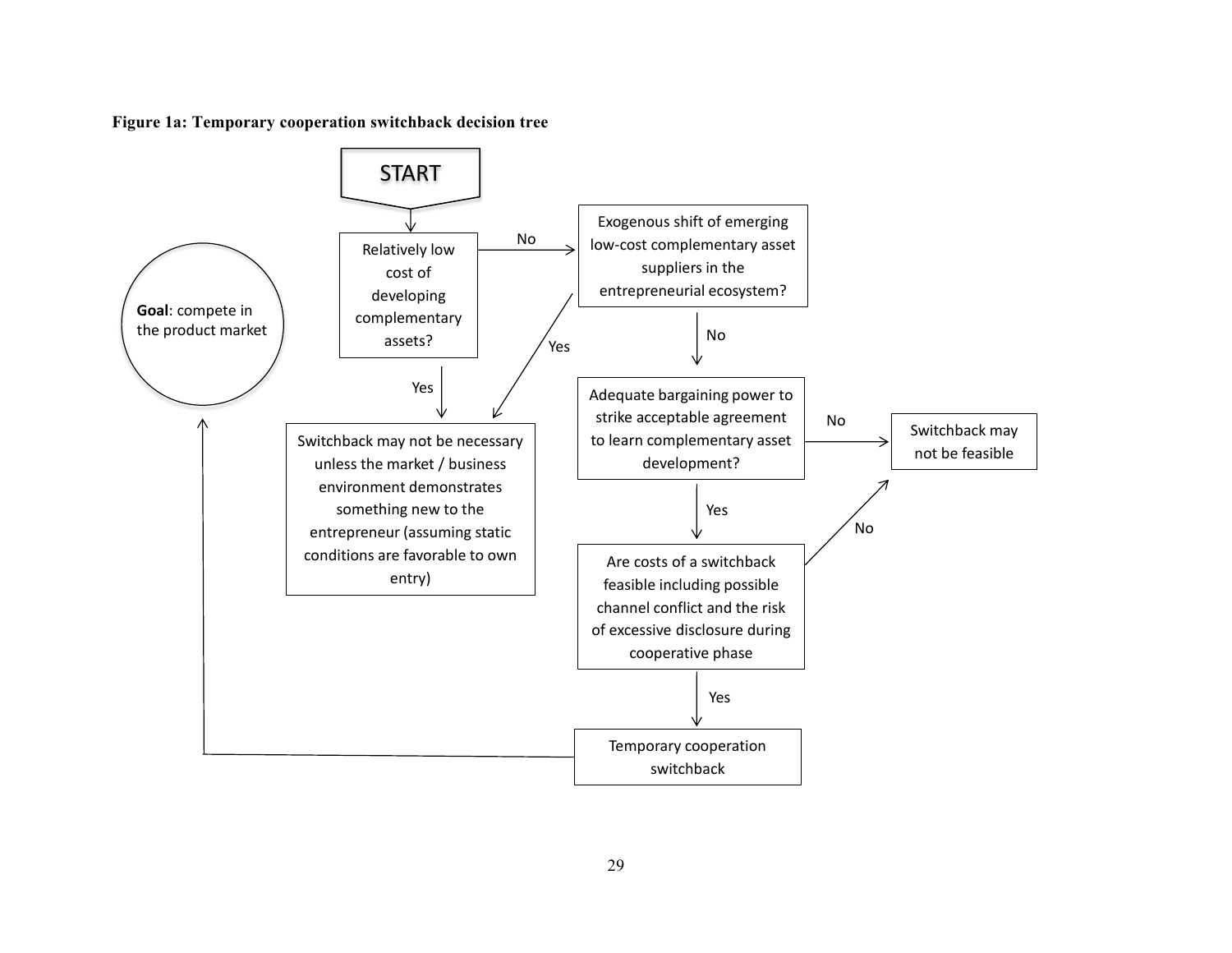**Figure 1a: Temporary cooperation switchback decision tree**

START

Relatively low cost of developing complementary assets?

No

Exogenous shift of emerging low-cost complementary asset suppliers in the entrepreneurial ecosystem?

Yes

Yes

No

Goal: compete in the product market

Switchback may not be necessary unless the market / business environment demonstrates something new to the entrepreneur (assuming static conditions are favorable to own entry)

Adequate bargaining power to strike acceptable agreement to learn complementary asset development?

No

Switchback may not be feasible

Yes

No

Are costs of a switchback feasible including possible channel conflict and the risk of excessive disclosure during cooperative phase

Yes

Temporary cooperation switchback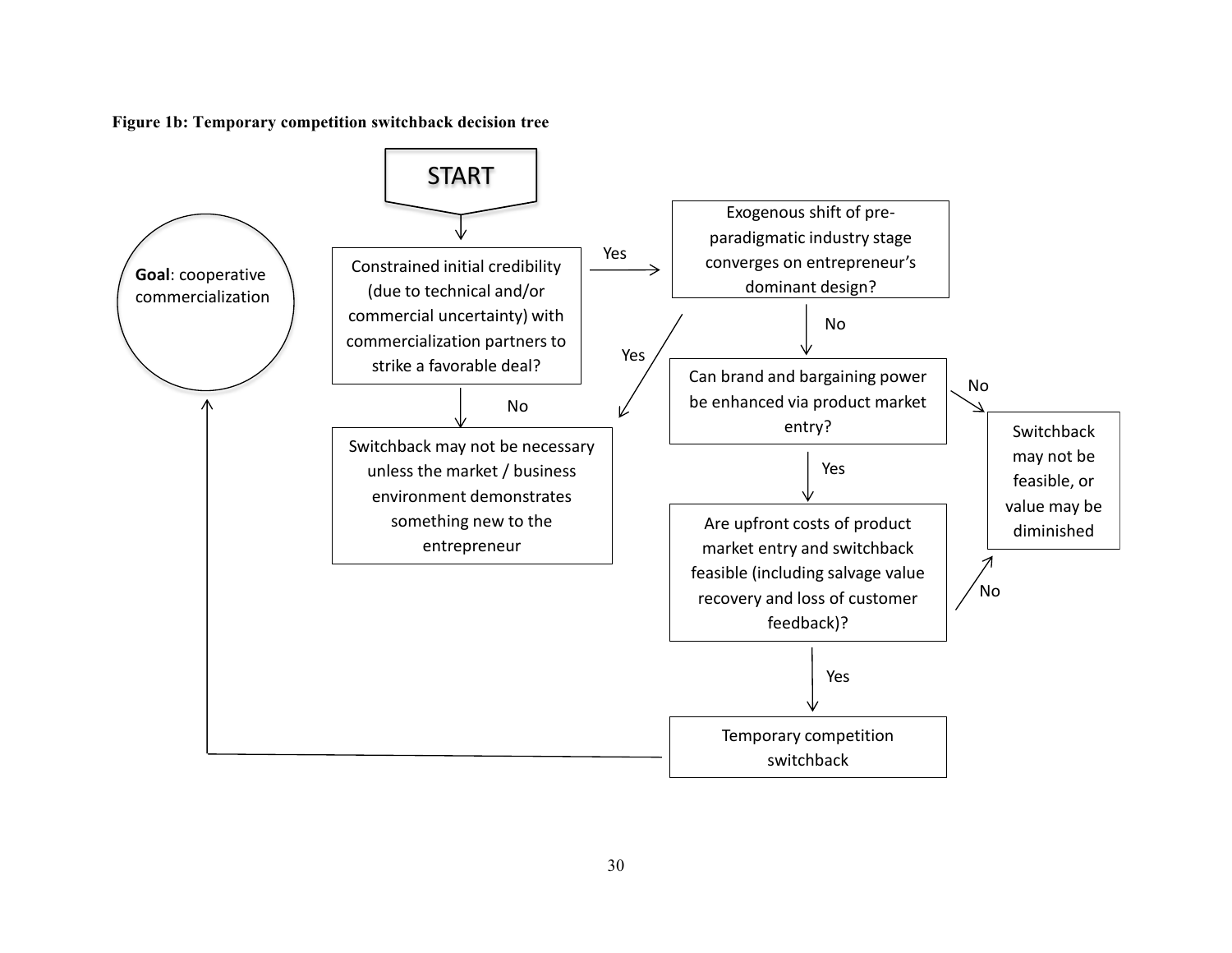**Figure 1b: Temporary competition switchback decision tree**

START

**Goal**: cooperative commercialization

Constrained initial credibility (due to technical and/or commercial uncertainty) with commercialization partners to strike a favorable deal?

Yes

Exogenous shift of pre-paradigmatic industry stage converges on entrepreneur's dominant design?

No

Yes

Can brand and bargaining power be enhanced via product market entry?

No

Switchback may not be necessary unless the market / business environment demonstrates something new to the entrepreneur

No

Switchback may not be feasible, or value may be diminished

Yes

Are upfront costs of product market entry and switchback feasible (including salvage value recovery and loss of customer feedback)?

No

Yes

Temporary competition switchback